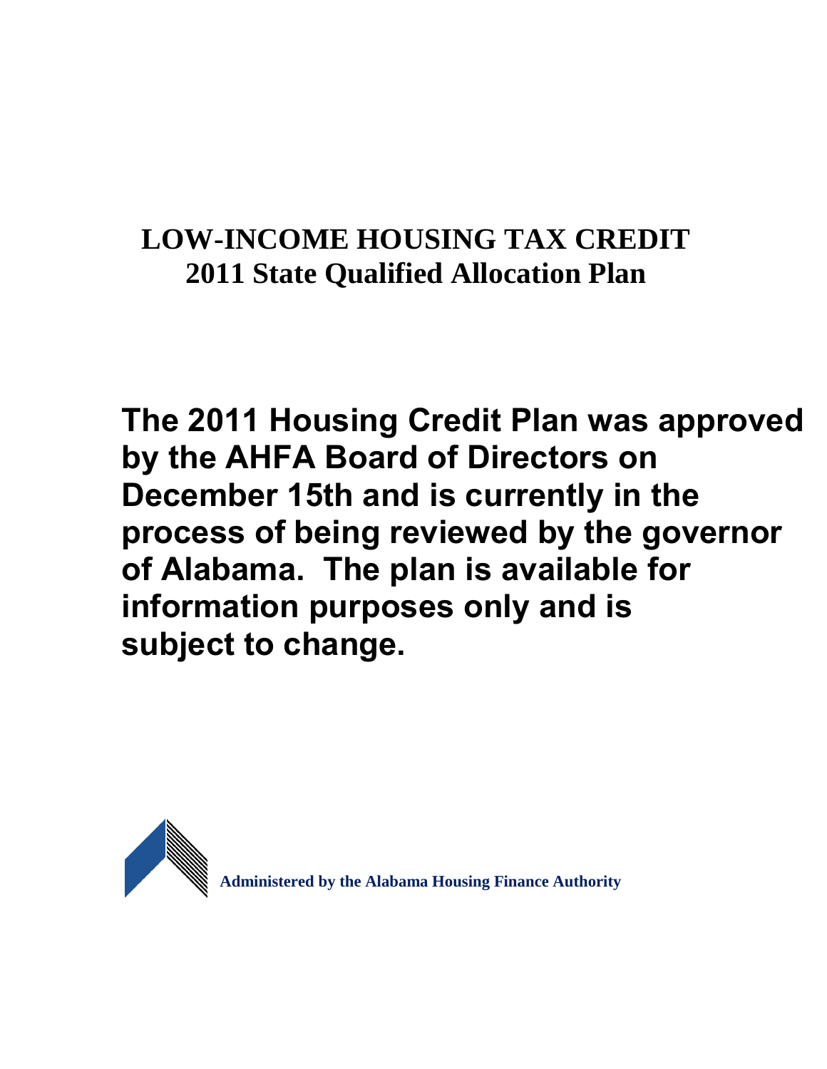# LOW-INCOME HOUSING TAX CREDIT
# 2011 State Qualified Allocation Plan

**The 2011 Housing Credit Plan was approved by the AHFA Board of Directors on December 15th and is currently in the process of being reviewed by the governor of Alabama. The plan is available for information purposes only and is subject to change.**

**Administered by the Alabama Housing Finance Authority**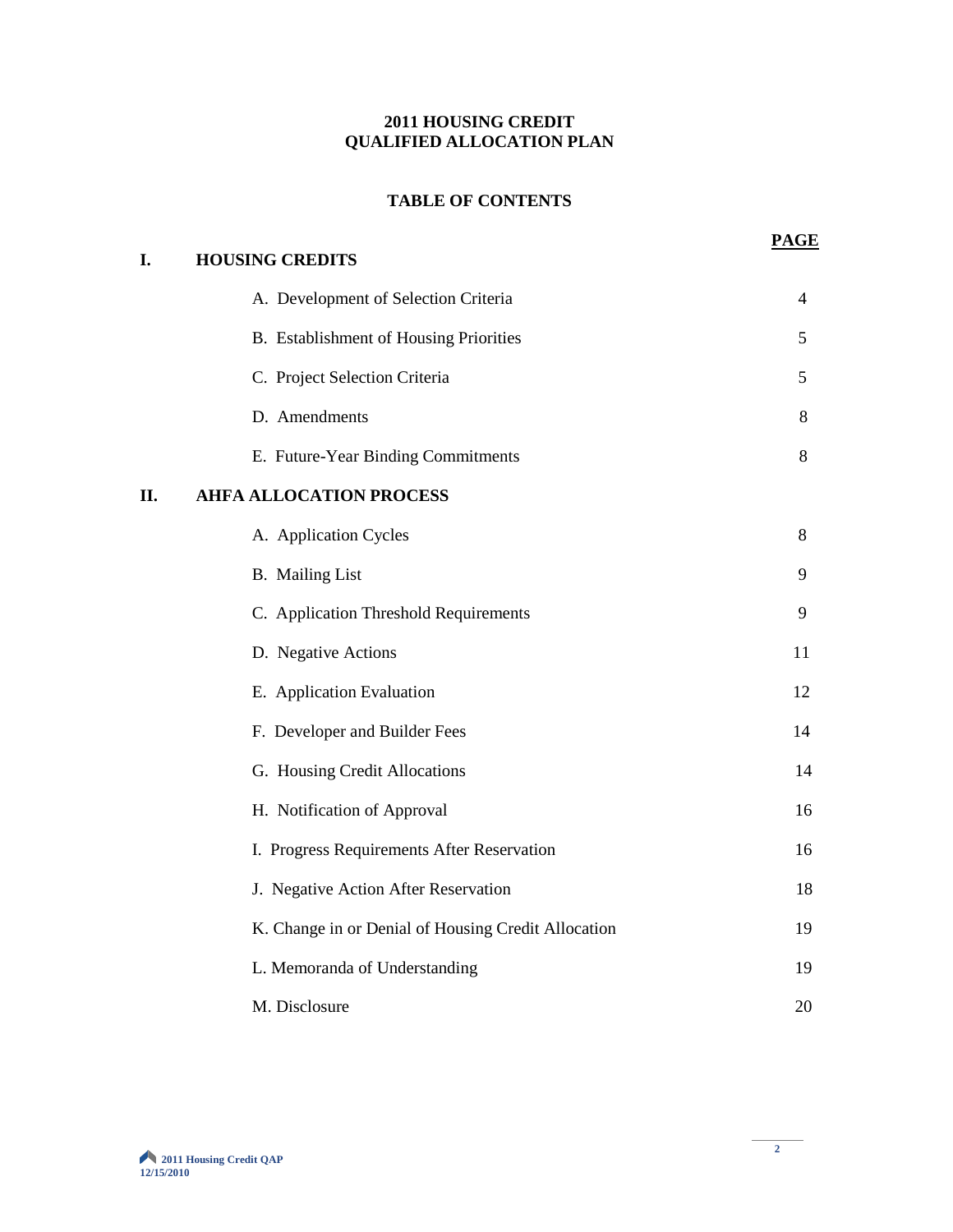# 2011 HOUSING CREDIT QUALIFIED ALLOCATION PLAN

## TABLE OF CONTENTS

| | | PAGE |
|---|---|---|
| **I.** | **HOUSING CREDITS** | |
| | A. Development of Selection Criteria | 4 |
| | B. Establishment of Housing Priorities | 5 |
| | C. Project Selection Criteria | 5 |
| | D. Amendments | 8 |
| | E. Future-Year Binding Commitments | 8 |
| **II.** | **AHFA ALLOCATION PROCESS** | |
| | A. Application Cycles | 8 |
| | B. Mailing List | 9 |
| | C. Application Threshold Requirements | 9 |
| | D. Negative Actions | 11 |
| | E. Application Evaluation | 12 |
| | F. Developer and Builder Fees | 14 |
| | G. Housing Credit Allocations | 14 |
| | H. Notification of Approval | 16 |
| | I. Progress Requirements After Reservation | 16 |
| | J. Negative Action After Reservation | 18 |
| | K. Change in or Denial of Housing Credit Allocation | 19 |
| | L. Memoranda of Understanding | 19 |
| | M. Disclosure | 20 |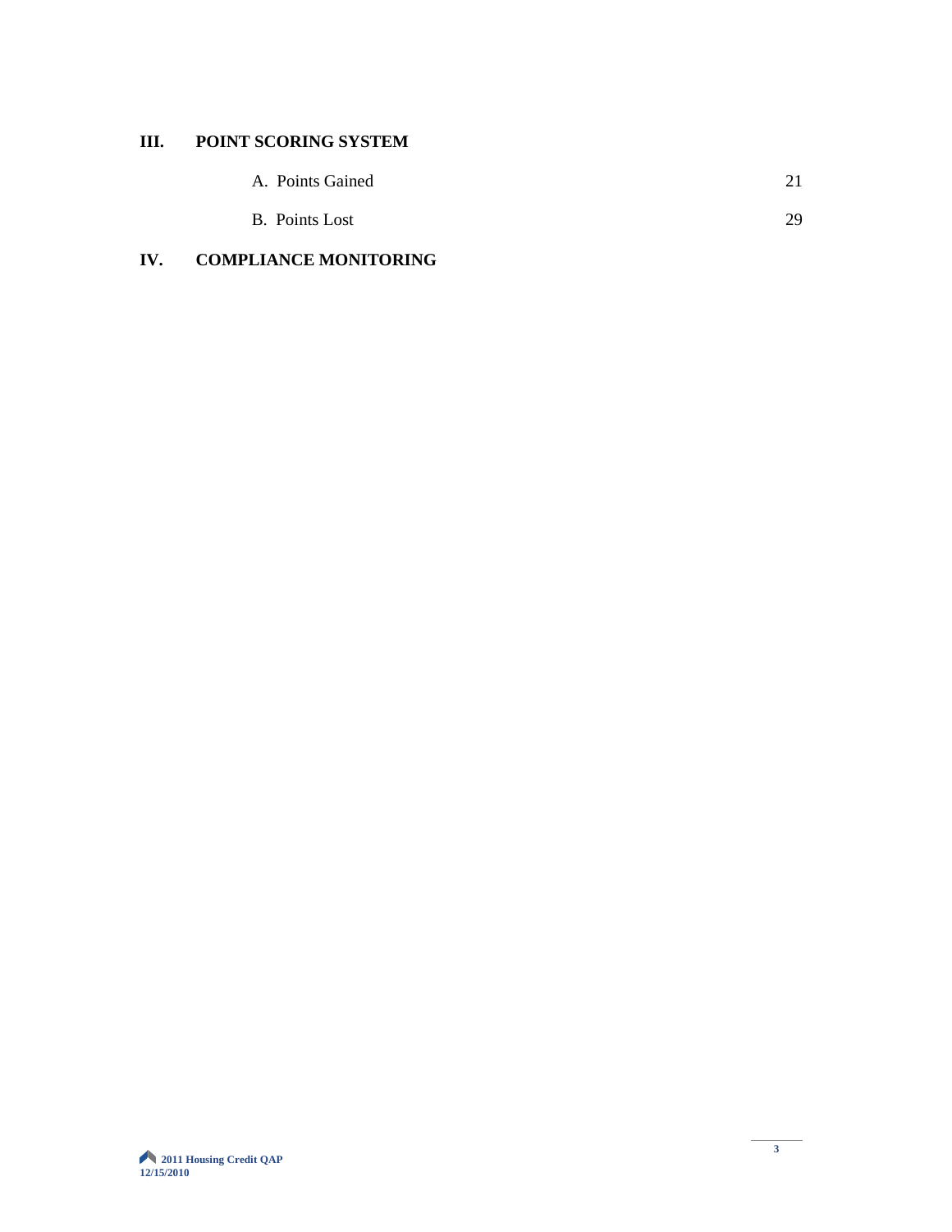**III. POINT SCORING SYSTEM**

| | |
|---|---|
| A. Points Gained | 21 |
| B. Points Lost | 29 |

**IV. COMPLIANCE MONITORING**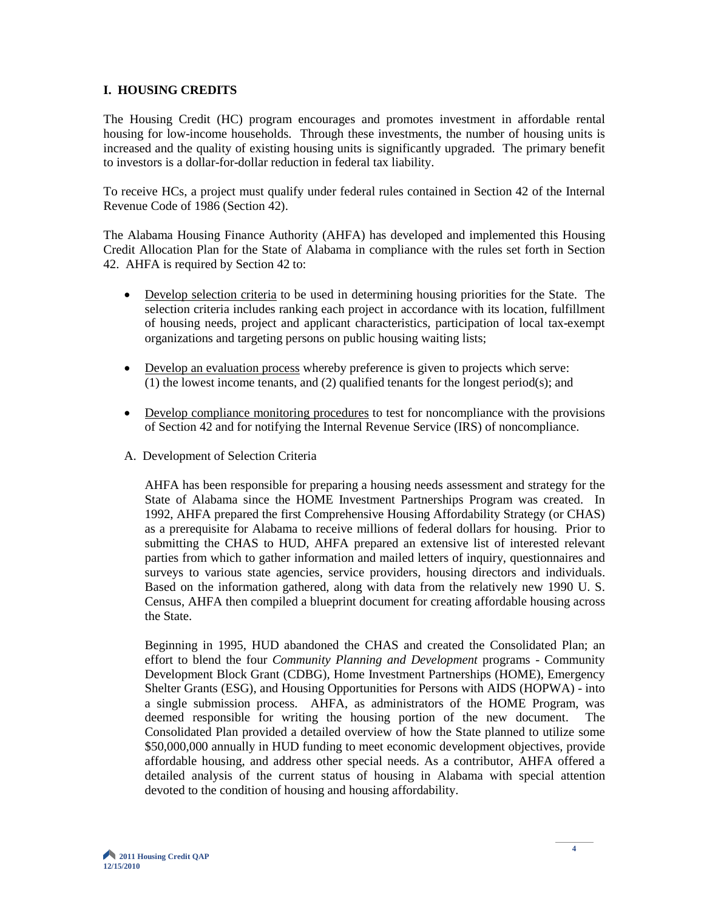## I. HOUSING CREDITS

The Housing Credit (HC) program encourages and promotes investment in affordable rental housing for low-income households. Through these investments, the number of housing units is increased and the quality of existing housing units is significantly upgraded. The primary benefit to investors is a dollar-for-dollar reduction in federal tax liability.

To receive HCs, a project must qualify under federal rules contained in Section 42 of the Internal Revenue Code of 1986 (Section 42).

The Alabama Housing Finance Authority (AHFA) has developed and implemented this Housing Credit Allocation Plan for the State of Alabama in compliance with the rules set forth in Section 42. AHFA is required by Section 42 to:

- Develop selection criteria to be used in determining housing priorities for the State. The selection criteria includes ranking each project in accordance with its location, fulfillment of housing needs, project and applicant characteristics, participation of local tax-exempt organizations and targeting persons on public housing waiting lists;
- Develop an evaluation process whereby preference is given to projects which serve: (1) the lowest income tenants, and (2) qualified tenants for the longest period(s); and
- Develop compliance monitoring procedures to test for noncompliance with the provisions of Section 42 and for notifying the Internal Revenue Service (IRS) of noncompliance.

### A. Development of Selection Criteria

AHFA has been responsible for preparing a housing needs assessment and strategy for the State of Alabama since the HOME Investment Partnerships Program was created. In 1992, AHFA prepared the first Comprehensive Housing Affordability Strategy (or CHAS) as a prerequisite for Alabama to receive millions of federal dollars for housing. Prior to submitting the CHAS to HUD, AHFA prepared an extensive list of interested relevant parties from which to gather information and mailed letters of inquiry, questionnaires and surveys to various state agencies, service providers, housing directors and individuals. Based on the information gathered, along with data from the relatively new 1990 U. S. Census, AHFA then compiled a blueprint document for creating affordable housing across the State.

Beginning in 1995, HUD abandoned the CHAS and created the Consolidated Plan; an effort to blend the four *Community Planning and Development* programs - Community Development Block Grant (CDBG), Home Investment Partnerships (HOME), Emergency Shelter Grants (ESG), and Housing Opportunities for Persons with AIDS (HOPWA) - into a single submission process. AHFA, as administrators of the HOME Program, was deemed responsible for writing the housing portion of the new document. The Consolidated Plan provided a detailed overview of how the State planned to utilize some $50,000,000 annually in HUD funding to meet economic development objectives, provide affordable housing, and address other special needs. As a contributor, AHFA offered a detailed analysis of the current status of housing in Alabama with special attention devoted to the condition of housing and housing affordability.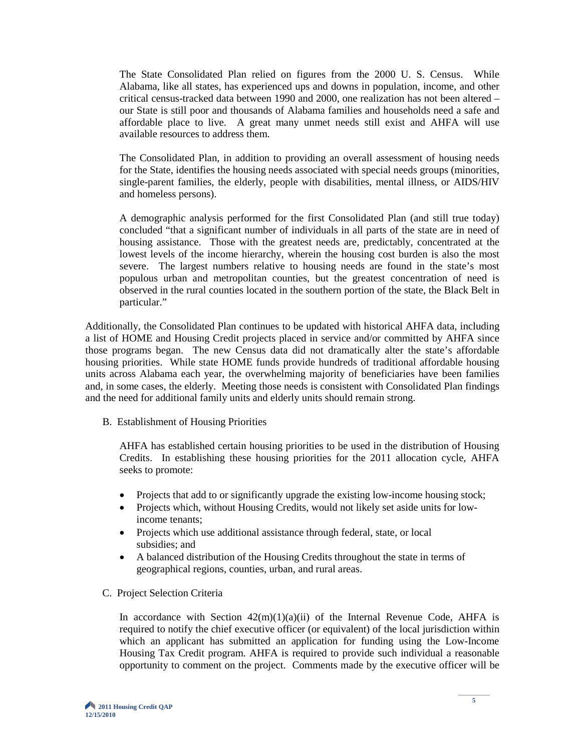The State Consolidated Plan relied on figures from the 2000 U. S. Census. While Alabama, like all states, has experienced ups and downs in population, income, and other critical census-tracked data between 1990 and 2000, one realization has not been altered – our State is still poor and thousands of Alabama families and households need a safe and affordable place to live. A great many unmet needs still exist and AHFA will use available resources to address them.

The Consolidated Plan, in addition to providing an overall assessment of housing needs for the State, identifies the housing needs associated with special needs groups (minorities, single-parent families, the elderly, people with disabilities, mental illness, or AIDS/HIV and homeless persons).

A demographic analysis performed for the first Consolidated Plan (and still true today) concluded "that a significant number of individuals in all parts of the state are in need of housing assistance. Those with the greatest needs are, predictably, concentrated at the lowest levels of the income hierarchy, wherein the housing cost burden is also the most severe. The largest numbers relative to housing needs are found in the state's most populous urban and metropolitan counties, but the greatest concentration of need is observed in the rural counties located in the southern portion of the state, the Black Belt in particular."

Additionally, the Consolidated Plan continues to be updated with historical AHFA data, including a list of HOME and Housing Credit projects placed in service and/or committed by AHFA since those programs began. The new Census data did not dramatically alter the state's affordable housing priorities. While state HOME funds provide hundreds of traditional affordable housing units across Alabama each year, the overwhelming majority of beneficiaries have been families and, in some cases, the elderly. Meeting those needs is consistent with Consolidated Plan findings and the need for additional family units and elderly units should remain strong.

B. Establishment of Housing Priorities

AHFA has established certain housing priorities to be used in the distribution of Housing Credits. In establishing these housing priorities for the 2011 allocation cycle, AHFA seeks to promote:

- Projects that add to or significantly upgrade the existing low-income housing stock;
- Projects which, without Housing Credits, would not likely set aside units for low-income tenants;
- Projects which use additional assistance through federal, state, or local subsidies; and
- A balanced distribution of the Housing Credits throughout the state in terms of geographical regions, counties, urban, and rural areas.

C. Project Selection Criteria

In accordance with Section 42(m)(1)(a)(ii) of the Internal Revenue Code, AHFA is required to notify the chief executive officer (or equivalent) of the local jurisdiction within which an applicant has submitted an application for funding using the Low-Income Housing Tax Credit program. AHFA is required to provide such individual a reasonable opportunity to comment on the project. Comments made by the executive officer will be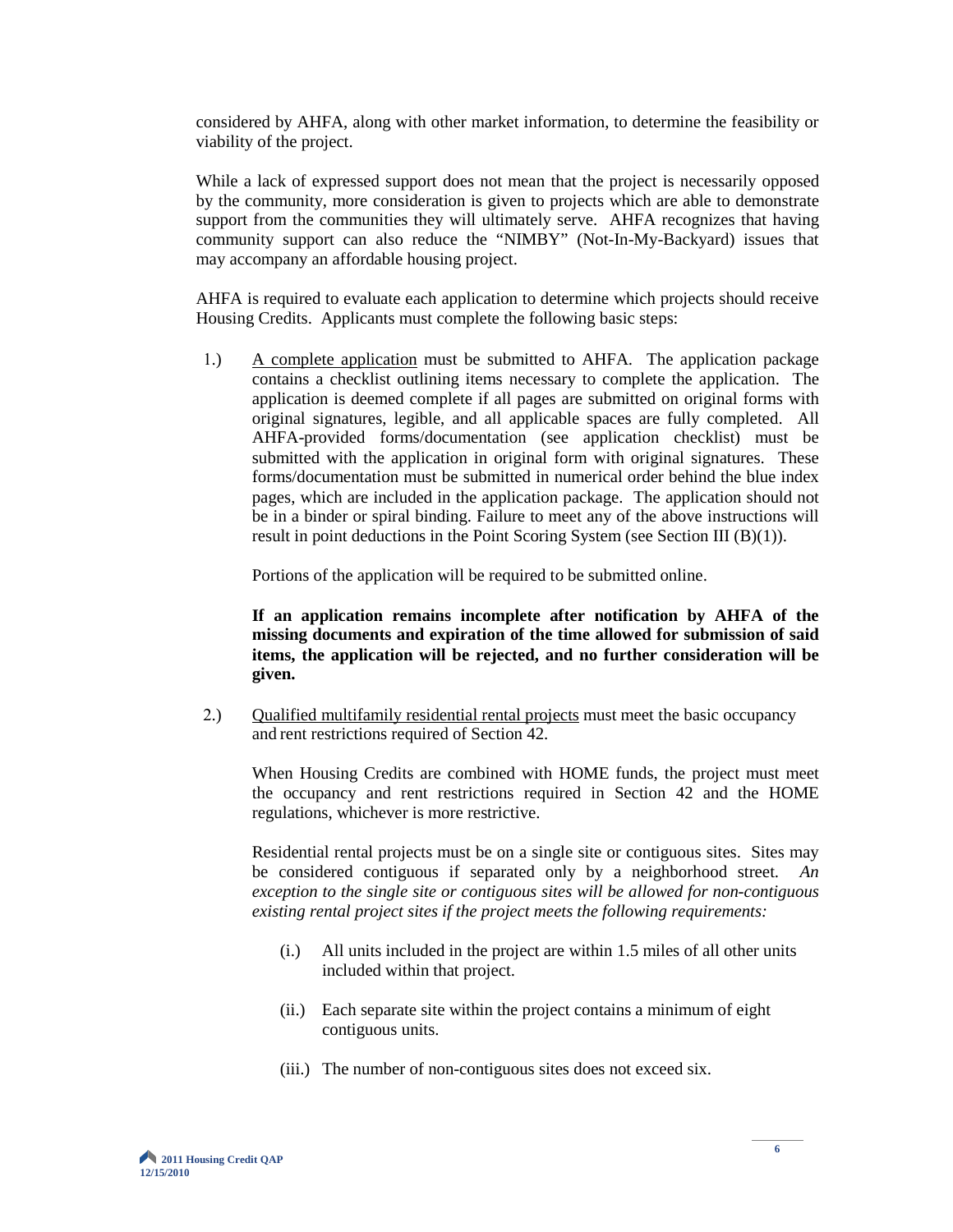considered by AHFA, along with other market information, to determine the feasibility or viability of the project.

While a lack of expressed support does not mean that the project is necessarily opposed by the community, more consideration is given to projects which are able to demonstrate support from the communities they will ultimately serve. AHFA recognizes that having community support can also reduce the "NIMBY" (Not-In-My-Backyard) issues that may accompany an affordable housing project.

AHFA is required to evaluate each application to determine which projects should receive Housing Credits. Applicants must complete the following basic steps:

1.) A complete application must be submitted to AHFA. The application package contains a checklist outlining items necessary to complete the application. The application is deemed complete if all pages are submitted on original forms with original signatures, legible, and all applicable spaces are fully completed. All AHFA-provided forms/documentation (see application checklist) must be submitted with the application in original form with original signatures. These forms/documentation must be submitted in numerical order behind the blue index pages, which are included in the application package. The application should not be in a binder or spiral binding. Failure to meet any of the above instructions will result in point deductions in the Point Scoring System (see Section III (B)(1)).

   Portions of the application will be required to be submitted online.

   **If an application remains incomplete after notification by AHFA of the missing documents and expiration of the time allowed for submission of said items, the application will be rejected, and no further consideration will be given.**

2.) Qualified multifamily residential rental projects must meet the basic occupancy and rent restrictions required of Section 42.

   When Housing Credits are combined with HOME funds, the project must meet the occupancy and rent restrictions required in Section 42 and the HOME regulations, whichever is more restrictive.

   Residential rental projects must be on a single site or contiguous sites. Sites may be considered contiguous if separated only by a neighborhood street. *An exception to the single site or contiguous sites will be allowed for non-contiguous existing rental project sites if the project meets the following requirements:*

   (i.) All units included in the project are within 1.5 miles of all other units included within that project.

   (ii.) Each separate site within the project contains a minimum of eight contiguous units.

   (iii.) The number of non-contiguous sites does not exceed six.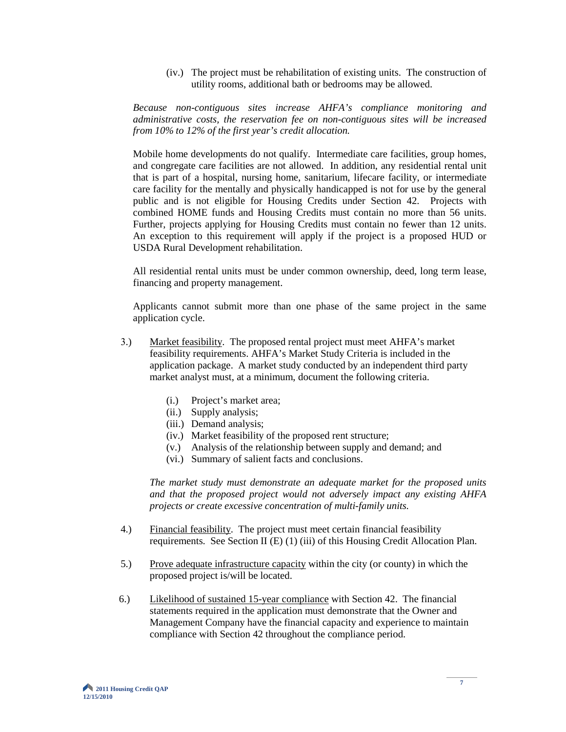(iv.) The project must be rehabilitation of existing units. The construction of utility rooms, additional bath or bedrooms may be allowed.

*Because non-contiguous sites increase AHFA's compliance monitoring and administrative costs, the reservation fee on non-contiguous sites will be increased from 10% to 12% of the first year's credit allocation.*

Mobile home developments do not qualify. Intermediate care facilities, group homes, and congregate care facilities are not allowed. In addition, any residential rental unit that is part of a hospital, nursing home, sanitarium, lifecare facility, or intermediate care facility for the mentally and physically handicapped is not for use by the general public and is not eligible for Housing Credits under Section 42. Projects with combined HOME funds and Housing Credits must contain no more than 56 units. Further, projects applying for Housing Credits must contain no fewer than 12 units. An exception to this requirement will apply if the project is a proposed HUD or USDA Rural Development rehabilitation.

All residential rental units must be under common ownership, deed, long term lease, financing and property management.

Applicants cannot submit more than one phase of the same project in the same application cycle.

3.) Market feasibility. The proposed rental project must meet AHFA's market feasibility requirements. AHFA's Market Study Criteria is included in the application package. A market study conducted by an independent third party market analyst must, at a minimum, document the following criteria.

   (i.) Project's market area;
   (ii.) Supply analysis;
   (iii.) Demand analysis;
   (iv.) Market feasibility of the proposed rent structure;
   (v.) Analysis of the relationship between supply and demand; and
   (vi.) Summary of salient facts and conclusions.

   *The market study must demonstrate an adequate market for the proposed units and that the proposed project would not adversely impact any existing AHFA projects or create excessive concentration of multi-family units.*

4.) Financial feasibility. The project must meet certain financial feasibility requirements. See Section II (E) (1) (iii) of this Housing Credit Allocation Plan.

5.) Prove adequate infrastructure capacity within the city (or county) in which the proposed project is/will be located.

6.) Likelihood of sustained 15-year compliance with Section 42. The financial statements required in the application must demonstrate that the Owner and Management Company have the financial capacity and experience to maintain compliance with Section 42 throughout the compliance period.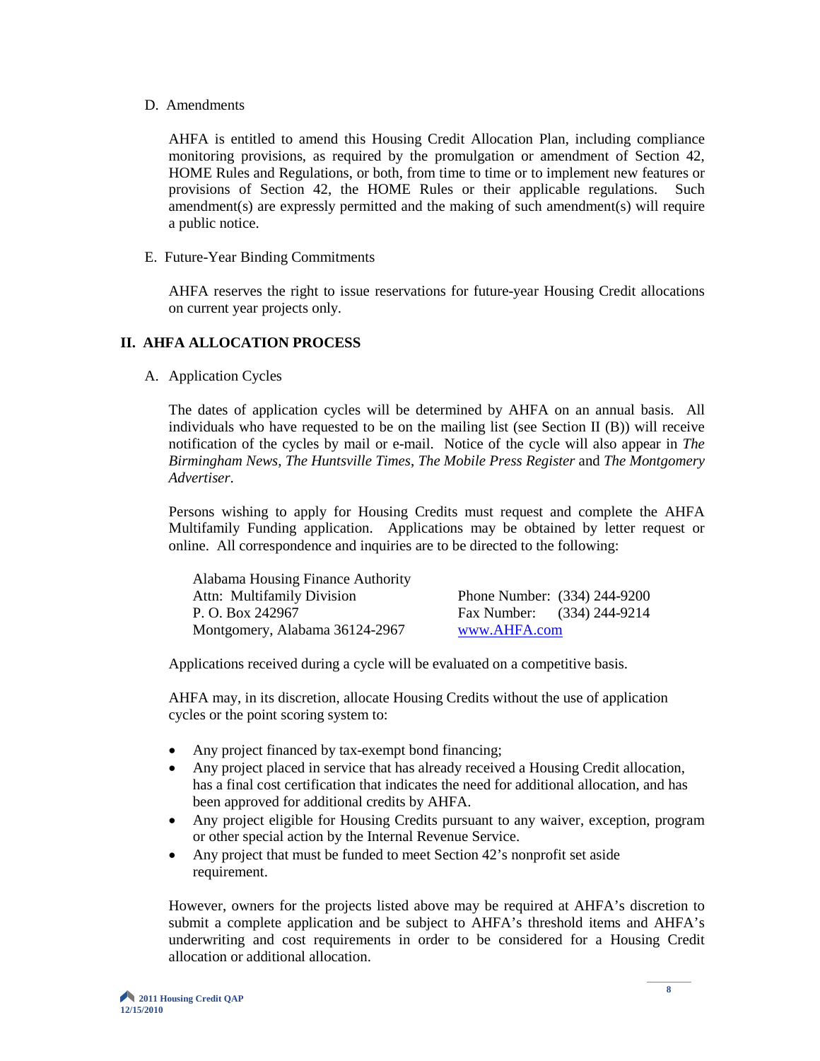D. Amendments

AHFA is entitled to amend this Housing Credit Allocation Plan, including compliance monitoring provisions, as required by the promulgation or amendment of Section 42, HOME Rules and Regulations, or both, from time to time or to implement new features or provisions of Section 42, the HOME Rules or their applicable regulations. Such amendment(s) are expressly permitted and the making of such amendment(s) will require a public notice.

E. Future-Year Binding Commitments

AHFA reserves the right to issue reservations for future-year Housing Credit allocations on current year projects only.

## II. AHFA ALLOCATION PROCESS

A. Application Cycles

The dates of application cycles will be determined by AHFA on an annual basis. All individuals who have requested to be on the mailing list (see Section II (B)) will receive notification of the cycles by mail or e-mail. Notice of the cycle will also appear in *The Birmingham News*, *The Huntsville Times*, *The Mobile Press Register* and *The Montgomery Advertiser*.

Persons wishing to apply for Housing Credits must request and complete the AHFA Multifamily Funding application. Applications may be obtained by letter request or online. All correspondence and inquiries are to be directed to the following:

Alabama Housing Finance Authority
Attn: Multifamily Division
P. O. Box 242967
Montgomery, Alabama 36124-2967

Phone Number: (334) 244-9200
Fax Number: (334) 244-9214
www.AHFA.com

Applications received during a cycle will be evaluated on a competitive basis.

AHFA may, in its discretion, allocate Housing Credits without the use of application cycles or the point scoring system to:

- Any project financed by tax-exempt bond financing;
- Any project placed in service that has already received a Housing Credit allocation, has a final cost certification that indicates the need for additional allocation, and has been approved for additional credits by AHFA.
- Any project eligible for Housing Credits pursuant to any waiver, exception, program or other special action by the Internal Revenue Service.
- Any project that must be funded to meet Section 42's nonprofit set aside requirement.

However, owners for the projects listed above may be required at AHFA's discretion to submit a complete application and be subject to AHFA's threshold items and AHFA's underwriting and cost requirements in order to be considered for a Housing Credit allocation or additional allocation.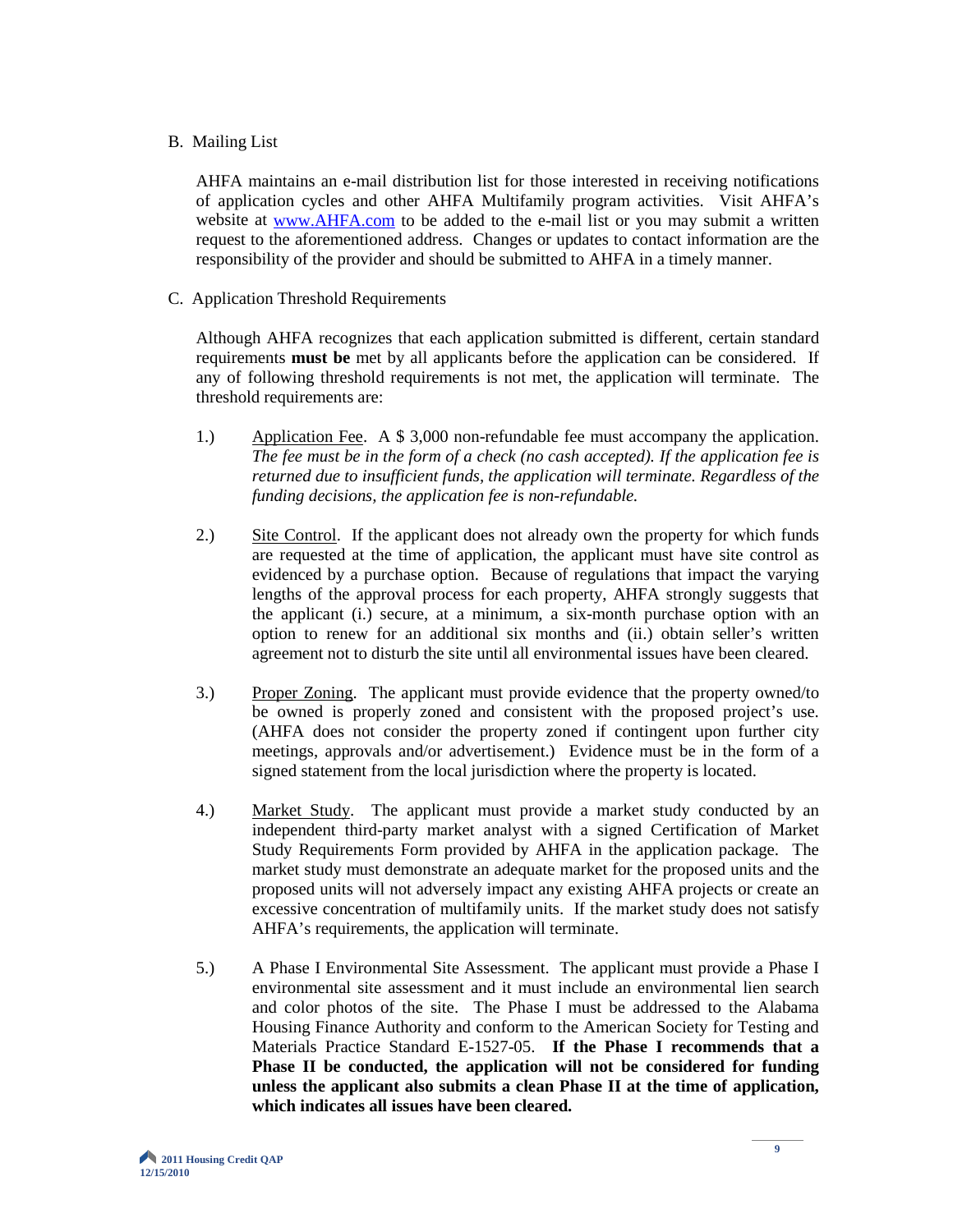B. Mailing List

AHFA maintains an e-mail distribution list for those interested in receiving notifications of application cycles and other AHFA Multifamily program activities. Visit AHFA's website at [www.AHFA.com](http://www.AHFA.com) to be added to the e-mail list or you may submit a written request to the aforementioned address. Changes or updates to contact information are the responsibility of the provider and should be submitted to AHFA in a timely manner.

C. Application Threshold Requirements

Although AHFA recognizes that each application submitted is different, certain standard requirements **must be** met by all applicants before the application can be considered. If any of following threshold requirements is not met, the application will terminate. The threshold requirements are:

1.) Application Fee. A $ 3,000 non-refundable fee must accompany the application. *The fee must be in the form of a check (no cash accepted). If the application fee is returned due to insufficient funds, the application will terminate. Regardless of the funding decisions, the application fee is non-refundable.*

2.) Site Control. If the applicant does not already own the property for which funds are requested at the time of application, the applicant must have site control as evidenced by a purchase option. Because of regulations that impact the varying lengths of the approval process for each property, AHFA strongly suggests that the applicant (i.) secure, at a minimum, a six-month purchase option with an option to renew for an additional six months and (ii.) obtain seller's written agreement not to disturb the site until all environmental issues have been cleared.

3.) Proper Zoning. The applicant must provide evidence that the property owned/to be owned is properly zoned and consistent with the proposed project's use. (AHFA does not consider the property zoned if contingent upon further city meetings, approvals and/or advertisement.) Evidence must be in the form of a signed statement from the local jurisdiction where the property is located.

4.) Market Study. The applicant must provide a market study conducted by an independent third-party market analyst with a signed Certification of Market Study Requirements Form provided by AHFA in the application package. The market study must demonstrate an adequate market for the proposed units and the proposed units will not adversely impact any existing AHFA projects or create an excessive concentration of multifamily units. If the market study does not satisfy AHFA's requirements, the application will terminate.

5.) A Phase I Environmental Site Assessment. The applicant must provide a Phase I environmental site assessment and it must include an environmental lien search and color photos of the site. The Phase I must be addressed to the Alabama Housing Finance Authority and conform to the American Society for Testing and Materials Practice Standard E-1527-05. **If the Phase I recommends that a Phase II be conducted, the application will not be considered for funding unless the applicant also submits a clean Phase II at the time of application, which indicates all issues have been cleared.**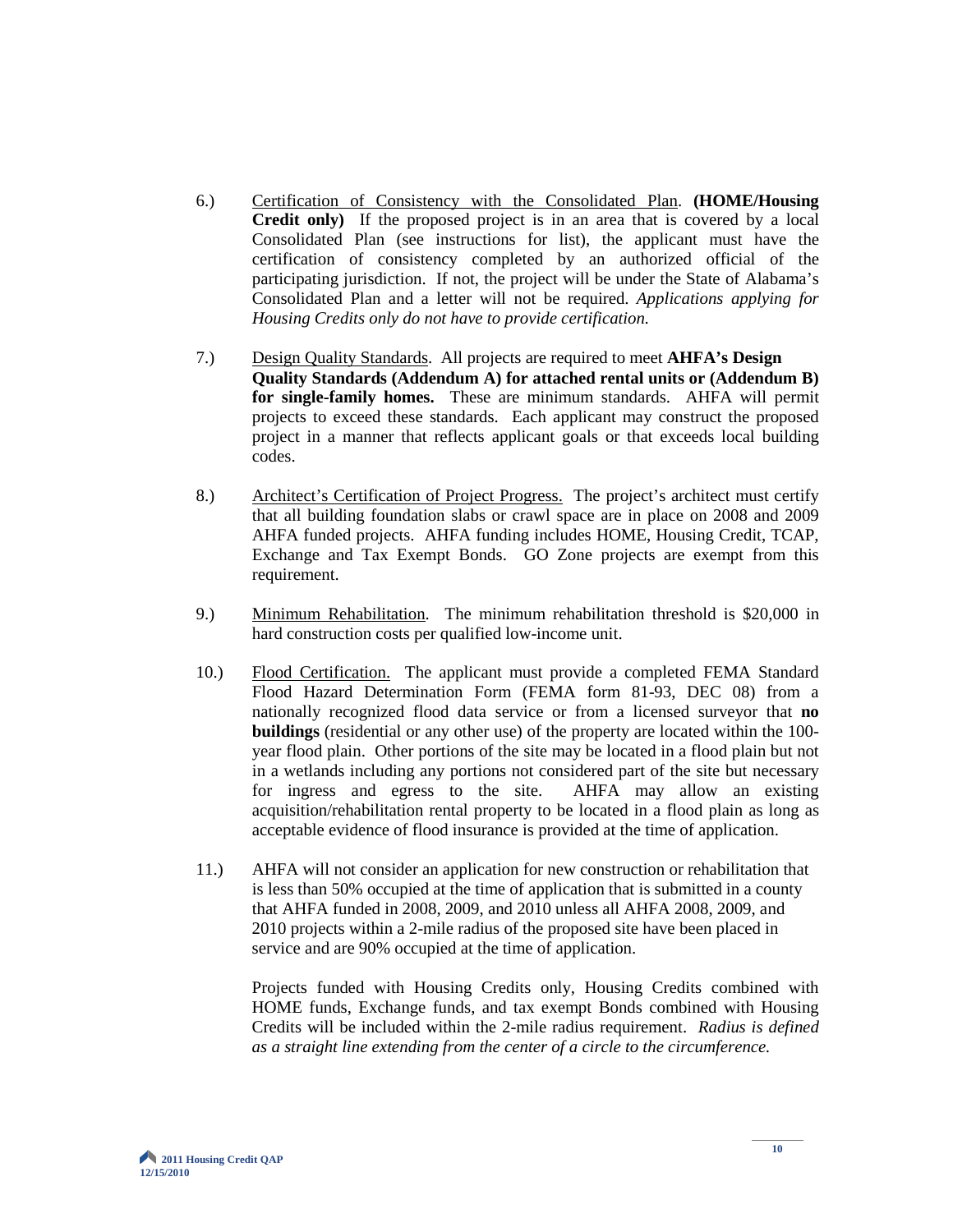6.) <u>Certification of Consistency with the Consolidated Plan</u>. **(HOME/Housing Credit only)** If the proposed project is in an area that is covered by a local Consolidated Plan (see instructions for list), the applicant must have the certification of consistency completed by an authorized official of the participating jurisdiction. If not, the project will be under the State of Alabama's Consolidated Plan and a letter will not be required. *Applications applying for Housing Credits only do not have to provide certification.*

7.) <u>Design Quality Standards</u>. All projects are required to meet **AHFA's Design Quality Standards (Addendum A) for attached rental units or (Addendum B) for single-family homes.** These are minimum standards. AHFA will permit projects to exceed these standards. Each applicant may construct the proposed project in a manner that reflects applicant goals or that exceeds local building codes.

8.) <u>Architect's Certification of Project Progress.</u> The project's architect must certify that all building foundation slabs or crawl space are in place on 2008 and 2009 AHFA funded projects. AHFA funding includes HOME, Housing Credit, TCAP, Exchange and Tax Exempt Bonds. GO Zone projects are exempt from this requirement.

9.) <u>Minimum Rehabilitation</u>. The minimum rehabilitation threshold is $20,000 in hard construction costs per qualified low-income unit.

10.) <u>Flood Certification.</u> The applicant must provide a completed FEMA Standard Flood Hazard Determination Form (FEMA form 81-93, DEC 08) from a nationally recognized flood data service or from a licensed surveyor that **no buildings** (residential or any other use) of the property are located within the 100-year flood plain. Other portions of the site may be located in a flood plain but not in a wetlands including any portions not considered part of the site but necessary for ingress and egress to the site. AHFA may allow an existing acquisition/rehabilitation rental property to be located in a flood plain as long as acceptable evidence of flood insurance is provided at the time of application.

11.) AHFA will not consider an application for new construction or rehabilitation that is less than 50% occupied at the time of application that is submitted in a county that AHFA funded in 2008, 2009, and 2010 unless all AHFA 2008, 2009, and 2010 projects within a 2-mile radius of the proposed site have been placed in service and are 90% occupied at the time of application.

Projects funded with Housing Credits only, Housing Credits combined with HOME funds, Exchange funds, and tax exempt Bonds combined with Housing Credits will be included within the 2-mile radius requirement. *Radius is defined as a straight line extending from the center of a circle to the circumference.*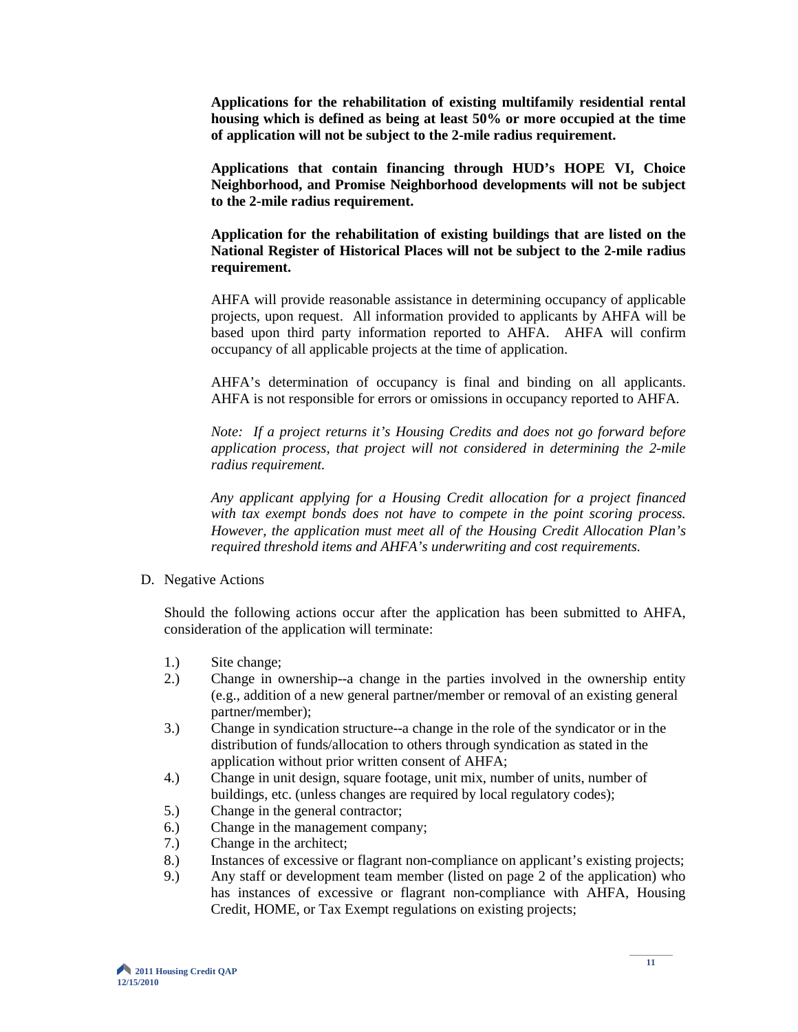**Applications for the rehabilitation of existing multifamily residential rental housing which is defined as being at least 50% or more occupied at the time of application will not be subject to the 2-mile radius requirement.**

**Applications that contain financing through HUD's HOPE VI, Choice Neighborhood, and Promise Neighborhood developments will not be subject to the 2-mile radius requirement.**

**Application for the rehabilitation of existing buildings that are listed on the National Register of Historical Places will not be subject to the 2-mile radius requirement.**

AHFA will provide reasonable assistance in determining occupancy of applicable projects, upon request. All information provided to applicants by AHFA will be based upon third party information reported to AHFA. AHFA will confirm occupancy of all applicable projects at the time of application.

AHFA's determination of occupancy is final and binding on all applicants. AHFA is not responsible for errors or omissions in occupancy reported to AHFA.

*Note: If a project returns it's Housing Credits and does not go forward before application process, that project will not considered in determining the 2-mile radius requirement.*

*Any applicant applying for a Housing Credit allocation for a project financed with tax exempt bonds does not have to compete in the point scoring process. However, the application must meet all of the Housing Credit Allocation Plan's required threshold items and AHFA's underwriting and cost requirements.*

D. Negative Actions

Should the following actions occur after the application has been submitted to AHFA, consideration of the application will terminate:

1.) Site change;
2.) Change in ownership--a change in the parties involved in the ownership entity (e.g., addition of a new general partner/member or removal of an existing general partner/member);
3.) Change in syndication structure--a change in the role of the syndicator or in the distribution of funds/allocation to others through syndication as stated in the application without prior written consent of AHFA;
4.) Change in unit design, square footage, unit mix, number of units, number of buildings, etc. (unless changes are required by local regulatory codes);
5.) Change in the general contractor;
6.) Change in the management company;
7.) Change in the architect;
8.) Instances of excessive or flagrant non-compliance on applicant's existing projects;
9.) Any staff or development team member (listed on page 2 of the application) who has instances of excessive or flagrant non-compliance with AHFA, Housing Credit, HOME, or Tax Exempt regulations on existing projects;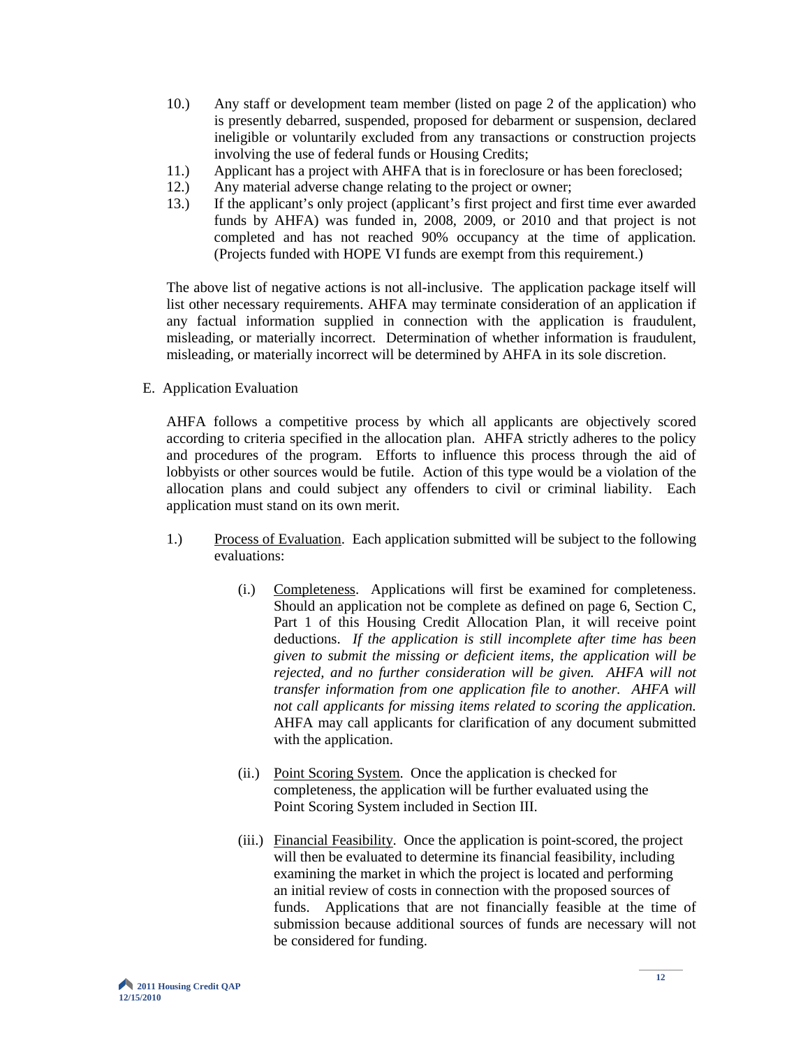10.) Any staff or development team member (listed on page 2 of the application) who is presently debarred, suspended, proposed for debarment or suspension, declared ineligible or voluntarily excluded from any transactions or construction projects involving the use of federal funds or Housing Credits;

11.) Applicant has a project with AHFA that is in foreclosure or has been foreclosed;

12.) Any material adverse change relating to the project or owner;

13.) If the applicant's only project (applicant's first project and first time ever awarded funds by AHFA) was funded in, 2008, 2009, or 2010 and that project is not completed and has not reached 90% occupancy at the time of application. (Projects funded with HOPE VI funds are exempt from this requirement.)

The above list of negative actions is not all-inclusive. The application package itself will list other necessary requirements. AHFA may terminate consideration of an application if any factual information supplied in connection with the application is fraudulent, misleading, or materially incorrect. Determination of whether information is fraudulent, misleading, or materially incorrect will be determined by AHFA in its sole discretion.

E. Application Evaluation

AHFA follows a competitive process by which all applicants are objectively scored according to criteria specified in the allocation plan. AHFA strictly adheres to the policy and procedures of the program. Efforts to influence this process through the aid of lobbyists or other sources would be futile. Action of this type would be a violation of the allocation plans and could subject any offenders to civil or criminal liability. Each application must stand on its own merit.

1.) Process of Evaluation. Each application submitted will be subject to the following evaluations:

(i.) Completeness. Applications will first be examined for completeness. Should an application not be complete as defined on page 6, Section C, Part 1 of this Housing Credit Allocation Plan, it will receive point deductions. *If the application is still incomplete after time has been given to submit the missing or deficient items, the application will be rejected, and no further consideration will be given. AHFA will not transfer information from one application file to another. AHFA will not call applicants for missing items related to scoring the application.* AHFA may call applicants for clarification of any document submitted with the application.

(ii.) Point Scoring System. Once the application is checked for completeness, the application will be further evaluated using the Point Scoring System included in Section III.

(iii.) Financial Feasibility. Once the application is point-scored, the project will then be evaluated to determine its financial feasibility, including examining the market in which the project is located and performing an initial review of costs in connection with the proposed sources of funds. Applications that are not financially feasible at the time of submission because additional sources of funds are necessary will not be considered for funding.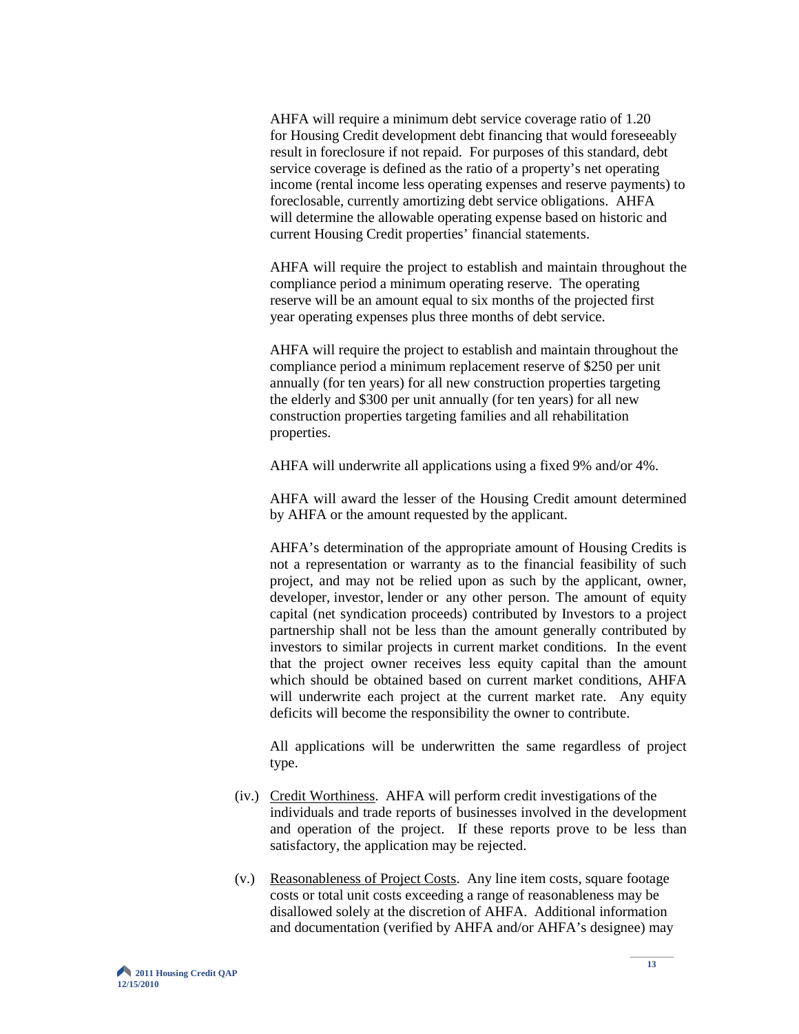AHFA will require a minimum debt service coverage ratio of 1.20 for Housing Credit development debt financing that would foreseeably result in foreclosure if not repaid. For purposes of this standard, debt service coverage is defined as the ratio of a property's net operating income (rental income less operating expenses and reserve payments) to foreclosable, currently amortizing debt service obligations. AHFA will determine the allowable operating expense based on historic and current Housing Credit properties' financial statements.

AHFA will require the project to establish and maintain throughout the compliance period a minimum operating reserve. The operating reserve will be an amount equal to six months of the projected first year operating expenses plus three months of debt service.

AHFA will require the project to establish and maintain throughout the compliance period a minimum replacement reserve of $250 per unit annually (for ten years) for all new construction properties targeting the elderly and $300 per unit annually (for ten years) for all new construction properties targeting families and all rehabilitation properties.

AHFA will underwrite all applications using a fixed 9% and/or 4%.

AHFA will award the lesser of the Housing Credit amount determined by AHFA or the amount requested by the applicant.

AHFA's determination of the appropriate amount of Housing Credits is not a representation or warranty as to the financial feasibility of such project, and may not be relied upon as such by the applicant, owner, developer, investor, lender or any other person. The amount of equity capital (net syndication proceeds) contributed by Investors to a project partnership shall not be less than the amount generally contributed by investors to similar projects in current market conditions. In the event that the project owner receives less equity capital than the amount which should be obtained based on current market conditions, AHFA will underwrite each project at the current market rate. Any equity deficits will become the responsibility the owner to contribute.

All applications will be underwritten the same regardless of project type.

(iv.) Credit Worthiness. AHFA will perform credit investigations of the individuals and trade reports of businesses involved in the development and operation of the project. If these reports prove to be less than satisfactory, the application may be rejected.

(v.) Reasonableness of Project Costs. Any line item costs, square footage costs or total unit costs exceeding a range of reasonableness may be disallowed solely at the discretion of AHFA. Additional information and documentation (verified by AHFA and/or AHFA's designee) may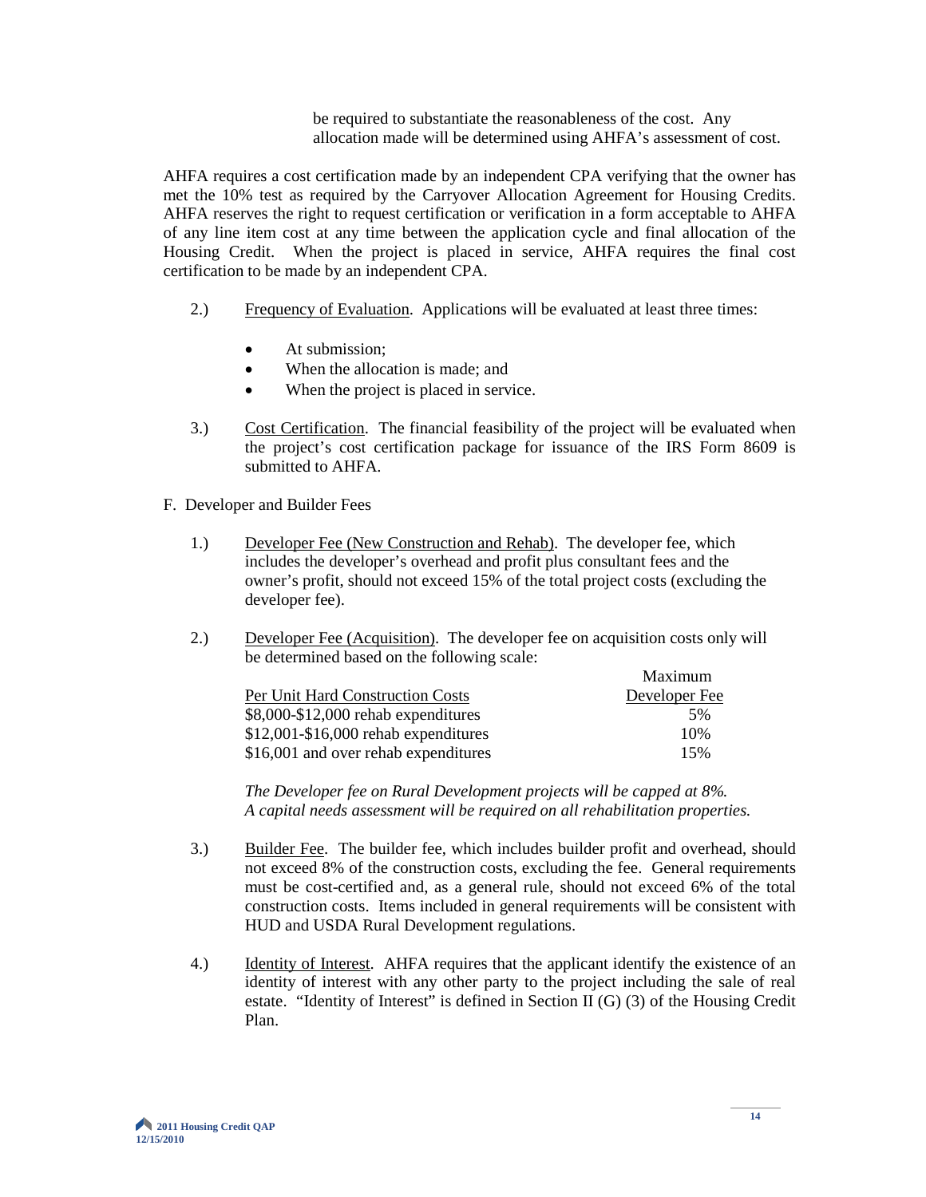be required to substantiate the reasonableness of the cost. Any allocation made will be determined using AHFA's assessment of cost.

AHFA requires a cost certification made by an independent CPA verifying that the owner has met the 10% test as required by the Carryover Allocation Agreement for Housing Credits. AHFA reserves the right to request certification or verification in a form acceptable to AHFA of any line item cost at any time between the application cycle and final allocation of the Housing Credit. When the project is placed in service, AHFA requires the final cost certification to be made by an independent CPA.

2.) Frequency of Evaluation. Applications will be evaluated at least three times:

- At submission;
- When the allocation is made; and
- When the project is placed in service.

3.) Cost Certification. The financial feasibility of the project will be evaluated when the project's cost certification package for issuance of the IRS Form 8609 is submitted to AHFA.

F. Developer and Builder Fees

1.) Developer Fee (New Construction and Rehab). The developer fee, which includes the developer's overhead and profit plus consultant fees and the owner's profit, should not exceed 15% of the total project costs (excluding the developer fee).

2.) Developer Fee (Acquisition). The developer fee on acquisition costs only will be determined based on the following scale:

| Per Unit Hard Construction Costs | Maximum Developer Fee |
|---|---|
| $8,000-$12,000 rehab expenditures | 5% |
| $12,001-$16,000 rehab expenditures | 10% |
| $16,001 and over rehab expenditures | 15% |

*The Developer fee on Rural Development projects will be capped at 8%. A capital needs assessment will be required on all rehabilitation properties.*

3.) Builder Fee. The builder fee, which includes builder profit and overhead, should not exceed 8% of the construction costs, excluding the fee. General requirements must be cost-certified and, as a general rule, should not exceed 6% of the total construction costs. Items included in general requirements will be consistent with HUD and USDA Rural Development regulations.

4.) Identity of Interest. AHFA requires that the applicant identify the existence of an identity of interest with any other party to the project including the sale of real estate. "Identity of Interest" is defined in Section II (G) (3) of the Housing Credit Plan.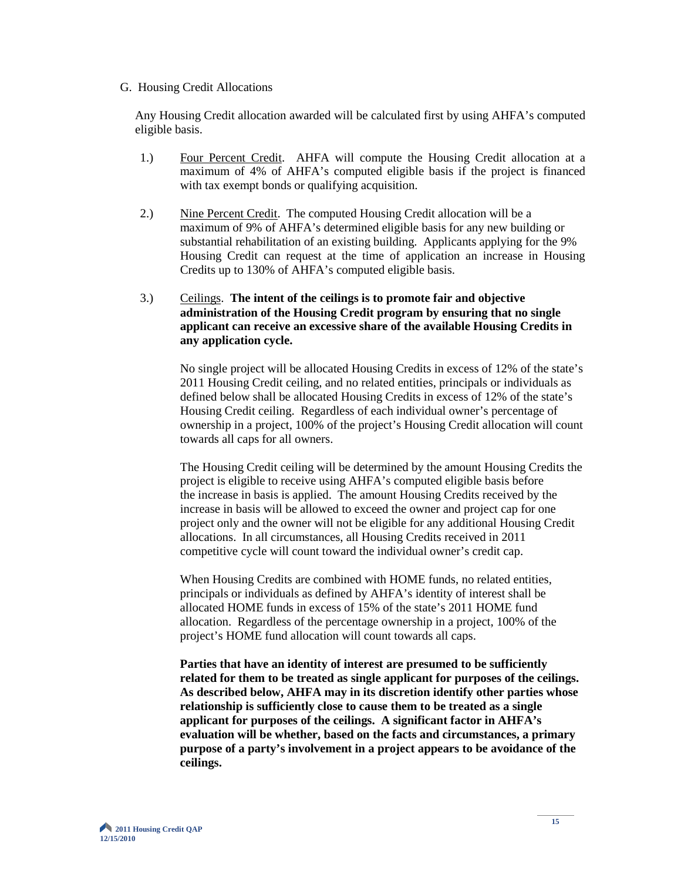G. Housing Credit Allocations

Any Housing Credit allocation awarded will be calculated first by using AHFA's computed eligible basis.

1.) Four Percent Credit. AHFA will compute the Housing Credit allocation at a maximum of 4% of AHFA's computed eligible basis if the project is financed with tax exempt bonds or qualifying acquisition.

2.) Nine Percent Credit. The computed Housing Credit allocation will be a maximum of 9% of AHFA's determined eligible basis for any new building or substantial rehabilitation of an existing building. Applicants applying for the 9% Housing Credit can request at the time of application an increase in Housing Credits up to 130% of AHFA's computed eligible basis.

3.) Ceilings. **The intent of the ceilings is to promote fair and objective administration of the Housing Credit program by ensuring that no single applicant can receive an excessive share of the available Housing Credits in any application cycle.**

No single project will be allocated Housing Credits in excess of 12% of the state's 2011 Housing Credit ceiling, and no related entities, principals or individuals as defined below shall be allocated Housing Credits in excess of 12% of the state's Housing Credit ceiling. Regardless of each individual owner's percentage of ownership in a project, 100% of the project's Housing Credit allocation will count towards all caps for all owners.

The Housing Credit ceiling will be determined by the amount Housing Credits the project is eligible to receive using AHFA's computed eligible basis before the increase in basis is applied. The amount Housing Credits received by the increase in basis will be allowed to exceed the owner and project cap for one project only and the owner will not be eligible for any additional Housing Credit allocations. In all circumstances, all Housing Credits received in 2011 competitive cycle will count toward the individual owner's credit cap.

When Housing Credits are combined with HOME funds, no related entities, principals or individuals as defined by AHFA's identity of interest shall be allocated HOME funds in excess of 15% of the state's 2011 HOME fund allocation. Regardless of the percentage ownership in a project, 100% of the project's HOME fund allocation will count towards all caps.

**Parties that have an identity of interest are presumed to be sufficiently related for them to be treated as single applicant for purposes of the ceilings. As described below, AHFA may in its discretion identify other parties whose relationship is sufficiently close to cause them to be treated as a single applicant for purposes of the ceilings. A significant factor in AHFA's evaluation will be whether, based on the facts and circumstances, a primary purpose of a party's involvement in a project appears to be avoidance of the ceilings.**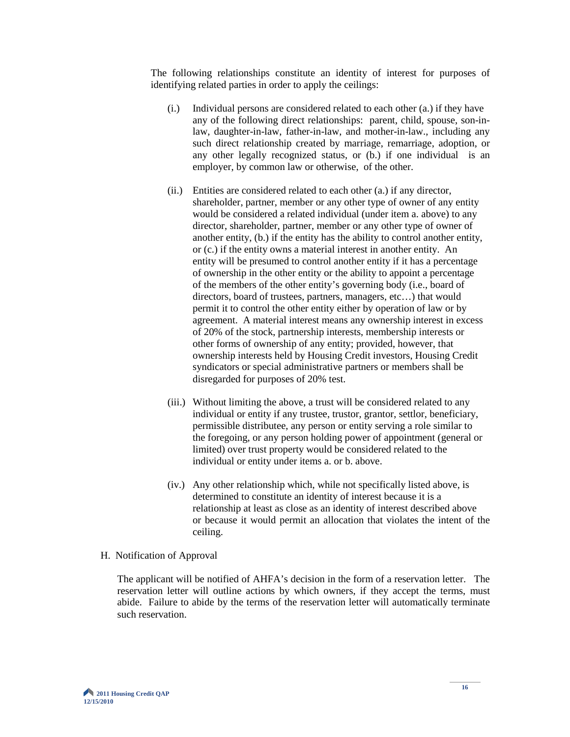The following relationships constitute an identity of interest for purposes of identifying related parties in order to apply the ceilings:

(i.) Individual persons are considered related to each other (a.) if they have any of the following direct relationships: parent, child, spouse, son-in-law, daughter-in-law, father-in-law, and mother-in-law., including any such direct relationship created by marriage, remarriage, adoption, or any other legally recognized status, or (b.) if one individual is an employer, by common law or otherwise, of the other.

(ii.) Entities are considered related to each other (a.) if any director, shareholder, partner, member or any other type of owner of any entity would be considered a related individual (under item a. above) to any director, shareholder, partner, member or any other type of owner of another entity, (b.) if the entity has the ability to control another entity, or (c.) if the entity owns a material interest in another entity. An entity will be presumed to control another entity if it has a percentage of ownership in the other entity or the ability to appoint a percentage of the members of the other entity's governing body (i.e., board of directors, board of trustees, partners, managers, etc…) that would permit it to control the other entity either by operation of law or by agreement. A material interest means any ownership interest in excess of 20% of the stock, partnership interests, membership interests or other forms of ownership of any entity; provided, however, that ownership interests held by Housing Credit investors, Housing Credit syndicators or special administrative partners or members shall be disregarded for purposes of 20% test.

(iii.) Without limiting the above, a trust will be considered related to any individual or entity if any trustee, trustor, grantor, settlor, beneficiary, permissible distributee, any person or entity serving a role similar to the foregoing, or any person holding power of appointment (general or limited) over trust property would be considered related to the individual or entity under items a. or b. above.

(iv.) Any other relationship which, while not specifically listed above, is determined to constitute an identity of interest because it is a relationship at least as close as an identity of interest described above or because it would permit an allocation that violates the intent of the ceiling.

H. Notification of Approval

The applicant will be notified of AHFA's decision in the form of a reservation letter. The reservation letter will outline actions by which owners, if they accept the terms, must abide. Failure to abide by the terms of the reservation letter will automatically terminate such reservation.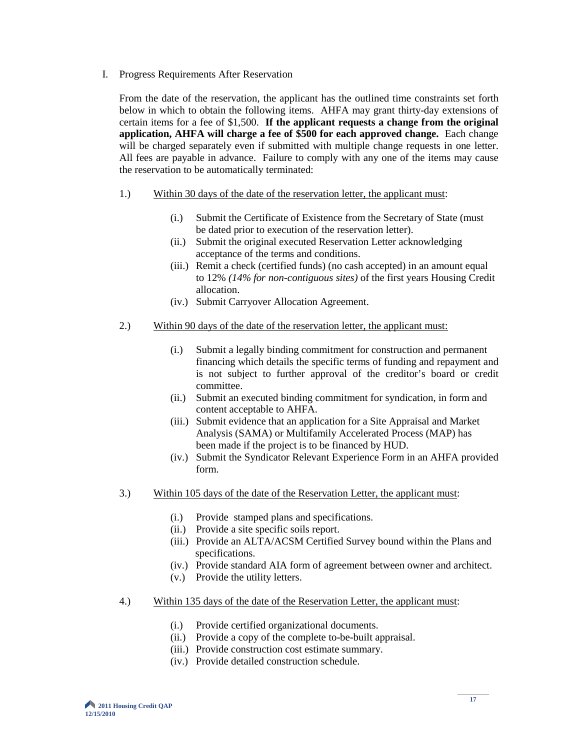I. Progress Requirements After Reservation

From the date of the reservation, the applicant has the outlined time constraints set forth below in which to obtain the following items. AHFA may grant thirty-day extensions of certain items for a fee of $1,500. **If the applicant requests a change from the original application, AHFA will charge a fee of $500 for each approved change.** Each change will be charged separately even if submitted with multiple change requests in one letter. All fees are payable in advance. Failure to comply with any one of the items may cause the reservation to be automatically terminated:

1.) Within 30 days of the date of the reservation letter, the applicant must:

   (i.) Submit the Certificate of Existence from the Secretary of State (must be dated prior to execution of the reservation letter).
   (ii.) Submit the original executed Reservation Letter acknowledging acceptance of the terms and conditions.
   (iii.) Remit a check (certified funds) (no cash accepted) in an amount equal to 12% *(14% for non-contiguous sites)* of the first years Housing Credit allocation.
   (iv.) Submit Carryover Allocation Agreement.

2.) Within 90 days of the date of the reservation letter, the applicant must:

   (i.) Submit a legally binding commitment for construction and permanent financing which details the specific terms of funding and repayment and is not subject to further approval of the creditor's board or credit committee.
   (ii.) Submit an executed binding commitment for syndication, in form and content acceptable to AHFA.
   (iii.) Submit evidence that an application for a Site Appraisal and Market Analysis (SAMA) or Multifamily Accelerated Process (MAP) has been made if the project is to be financed by HUD.
   (iv.) Submit the Syndicator Relevant Experience Form in an AHFA provided form.

3.) Within 105 days of the date of the Reservation Letter, the applicant must:

   (i.) Provide stamped plans and specifications.
   (ii.) Provide a site specific soils report.
   (iii.) Provide an ALTA/ACSM Certified Survey bound within the Plans and specifications.
   (iv.) Provide standard AIA form of agreement between owner and architect.
   (v.) Provide the utility letters.

4.) Within 135 days of the date of the Reservation Letter, the applicant must:

   (i.) Provide certified organizational documents.
   (ii.) Provide a copy of the complete to-be-built appraisal.
   (iii.) Provide construction cost estimate summary.
   (iv.) Provide detailed construction schedule.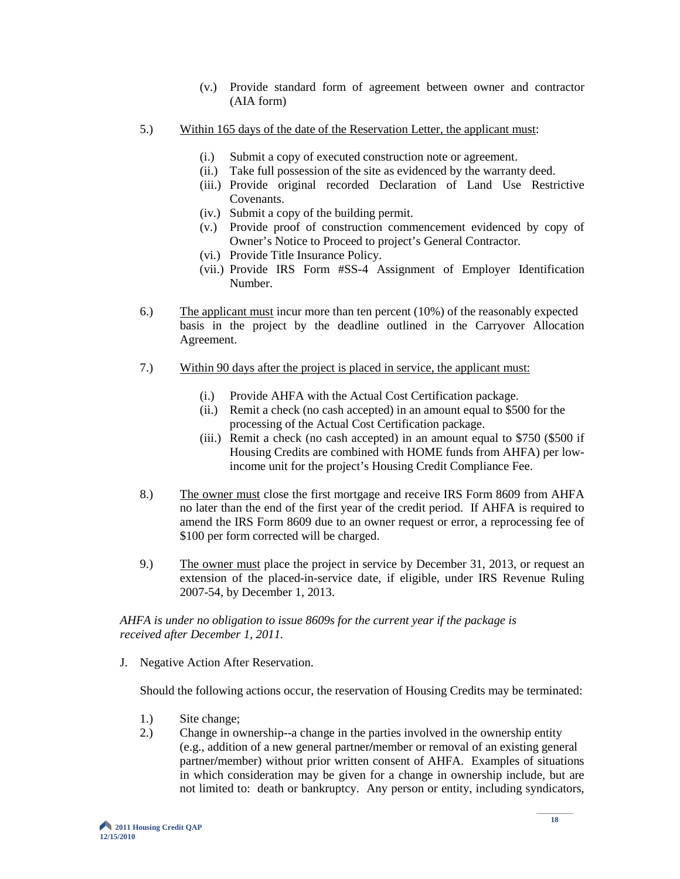(v.) Provide standard form of agreement between owner and contractor (AIA form)

5.) Within 165 days of the date of the Reservation Letter, the applicant must:

(i.) Submit a copy of executed construction note or agreement.
(ii.) Take full possession of the site as evidenced by the warranty deed.
(iii.) Provide original recorded Declaration of Land Use Restrictive Covenants.
(iv.) Submit a copy of the building permit.
(v.) Provide proof of construction commencement evidenced by copy of Owner's Notice to Proceed to project's General Contractor.
(vi.) Provide Title Insurance Policy.
(vii.) Provide IRS Form #SS-4 Assignment of Employer Identification Number.

6.) The applicant must incur more than ten percent (10%) of the reasonably expected basis in the project by the deadline outlined in the Carryover Allocation Agreement.

7.) Within 90 days after the project is placed in service, the applicant must:

(i.) Provide AHFA with the Actual Cost Certification package.
(ii.) Remit a check (no cash accepted) in an amount equal to $500 for the processing of the Actual Cost Certification package.
(iii.) Remit a check (no cash accepted) in an amount equal to $750 ($500 if Housing Credits are combined with HOME funds from AHFA) per low-income unit for the project's Housing Credit Compliance Fee.

8.) The owner must close the first mortgage and receive IRS Form 8609 from AHFA no later than the end of the first year of the credit period. If AHFA is required to amend the IRS Form 8609 due to an owner request or error, a reprocessing fee of $100 per form corrected will be charged.

9.) The owner must place the project in service by December 31, 2013, or request an extension of the placed-in-service date, if eligible, under IRS Revenue Ruling 2007-54, by December 1, 2013.

*AHFA is under no obligation to issue 8609s for the current year if the package is received after December 1, 2011.*

J. Negative Action After Reservation.

Should the following actions occur, the reservation of Housing Credits may be terminated:

1.) Site change;
2.) Change in ownership--a change in the parties involved in the ownership entity (e.g., addition of a new general partner/member or removal of an existing general partner/member) without prior written consent of AHFA. Examples of situations in which consideration may be given for a change in ownership include, but are not limited to: death or bankruptcy. Any person or entity, including syndicators,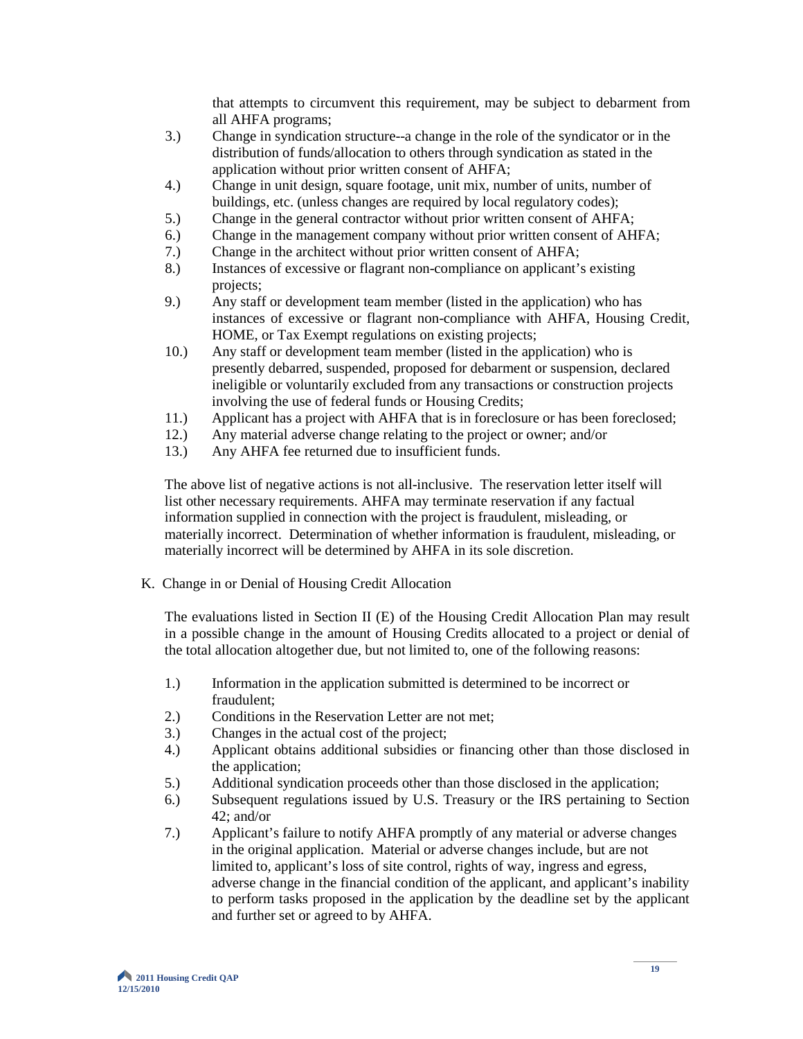that attempts to circumvent this requirement, may be subject to debarment from all AHFA programs;

3.) Change in syndication structure--a change in the role of the syndicator or in the distribution of funds/allocation to others through syndication as stated in the application without prior written consent of AHFA;
4.) Change in unit design, square footage, unit mix, number of units, number of buildings, etc. (unless changes are required by local regulatory codes);
5.) Change in the general contractor without prior written consent of AHFA;
6.) Change in the management company without prior written consent of AHFA;
7.) Change in the architect without prior written consent of AHFA;
8.) Instances of excessive or flagrant non-compliance on applicant's existing projects;
9.) Any staff or development team member (listed in the application) who has instances of excessive or flagrant non-compliance with AHFA, Housing Credit, HOME, or Tax Exempt regulations on existing projects;
10.) Any staff or development team member (listed in the application) who is presently debarred, suspended, proposed for debarment or suspension, declared ineligible or voluntarily excluded from any transactions or construction projects involving the use of federal funds or Housing Credits;
11.) Applicant has a project with AHFA that is in foreclosure or has been foreclosed;
12.) Any material adverse change relating to the project or owner; and/or
13.) Any AHFA fee returned due to insufficient funds.

The above list of negative actions is not all-inclusive. The reservation letter itself will list other necessary requirements. AHFA may terminate reservation if any factual information supplied in connection with the project is fraudulent, misleading, or materially incorrect. Determination of whether information is fraudulent, misleading, or materially incorrect will be determined by AHFA in its sole discretion.

K. Change in or Denial of Housing Credit Allocation

The evaluations listed in Section II (E) of the Housing Credit Allocation Plan may result in a possible change in the amount of Housing Credits allocated to a project or denial of the total allocation altogether due, but not limited to, one of the following reasons:

1.) Information in the application submitted is determined to be incorrect or fraudulent;
2.) Conditions in the Reservation Letter are not met;
3.) Changes in the actual cost of the project;
4.) Applicant obtains additional subsidies or financing other than those disclosed in the application;
5.) Additional syndication proceeds other than those disclosed in the application;
6.) Subsequent regulations issued by U.S. Treasury or the IRS pertaining to Section 42; and/or
7.) Applicant's failure to notify AHFA promptly of any material or adverse changes in the original application. Material or adverse changes include, but are not limited to, applicant's loss of site control, rights of way, ingress and egress, adverse change in the financial condition of the applicant, and applicant's inability to perform tasks proposed in the application by the deadline set by the applicant and further set or agreed to by AHFA.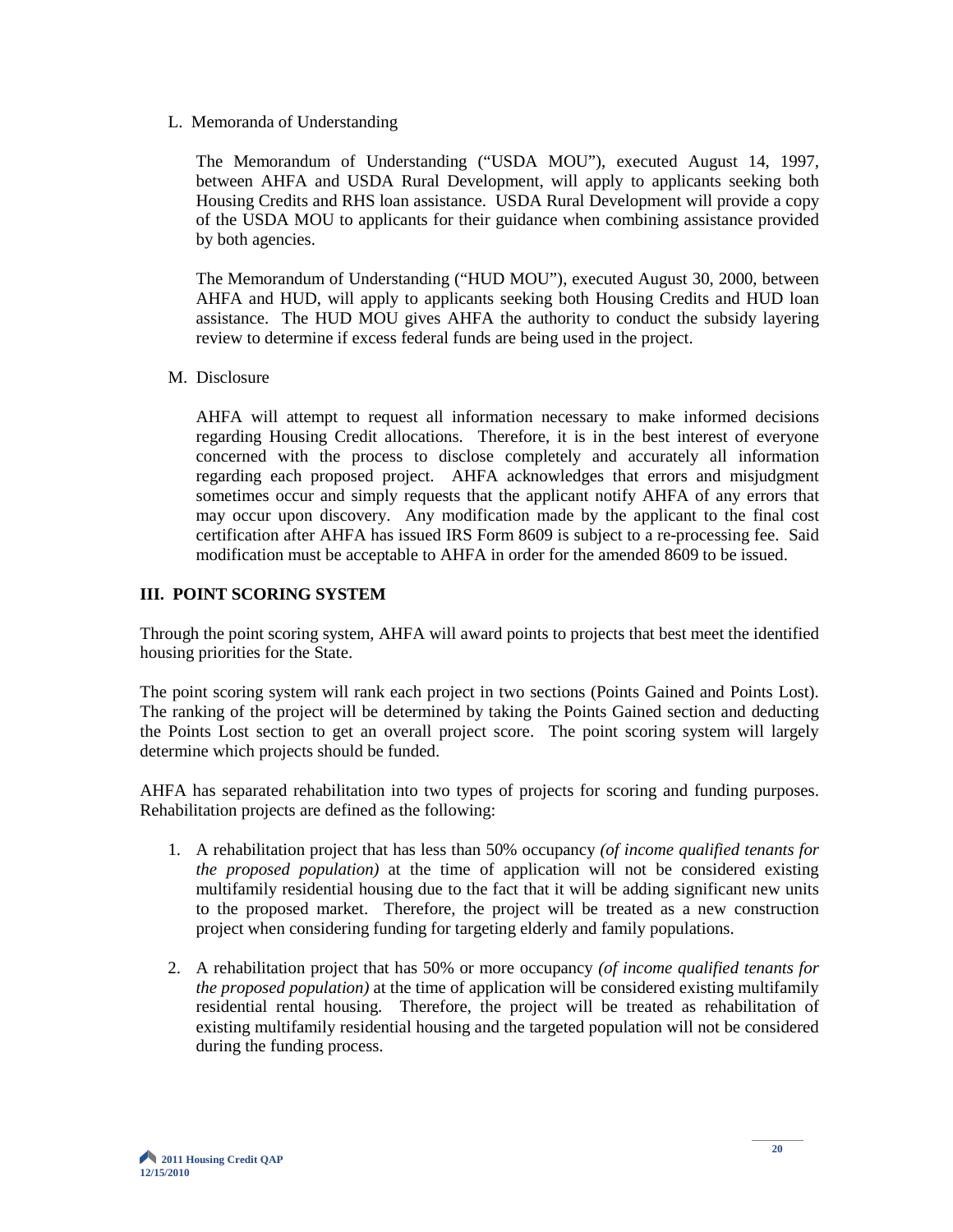L. Memoranda of Understanding

The Memorandum of Understanding ("USDA MOU"), executed August 14, 1997, between AHFA and USDA Rural Development, will apply to applicants seeking both Housing Credits and RHS loan assistance. USDA Rural Development will provide a copy of the USDA MOU to applicants for their guidance when combining assistance provided by both agencies.

The Memorandum of Understanding ("HUD MOU"), executed August 30, 2000, between AHFA and HUD, will apply to applicants seeking both Housing Credits and HUD loan assistance. The HUD MOU gives AHFA the authority to conduct the subsidy layering review to determine if excess federal funds are being used in the project.

M. Disclosure

AHFA will attempt to request all information necessary to make informed decisions regarding Housing Credit allocations. Therefore, it is in the best interest of everyone concerned with the process to disclose completely and accurately all information regarding each proposed project. AHFA acknowledges that errors and misjudgment sometimes occur and simply requests that the applicant notify AHFA of any errors that may occur upon discovery. Any modification made by the applicant to the final cost certification after AHFA has issued IRS Form 8609 is subject to a re-processing fee. Said modification must be acceptable to AHFA in order for the amended 8609 to be issued.

## III. POINT SCORING SYSTEM

Through the point scoring system, AHFA will award points to projects that best meet the identified housing priorities for the State.

The point scoring system will rank each project in two sections (Points Gained and Points Lost). The ranking of the project will be determined by taking the Points Gained section and deducting the Points Lost section to get an overall project score. The point scoring system will largely determine which projects should be funded.

AHFA has separated rehabilitation into two types of projects for scoring and funding purposes. Rehabilitation projects are defined as the following:

1. A rehabilitation project that has less than 50% occupancy *(of income qualified tenants for the proposed population)* at the time of application will not be considered existing multifamily residential housing due to the fact that it will be adding significant new units to the proposed market. Therefore, the project will be treated as a new construction project when considering funding for targeting elderly and family populations.

2. A rehabilitation project that has 50% or more occupancy *(of income qualified tenants for the proposed population)* at the time of application will be considered existing multifamily residential rental housing. Therefore, the project will be treated as rehabilitation of existing multifamily residential housing and the targeted population will not be considered during the funding process.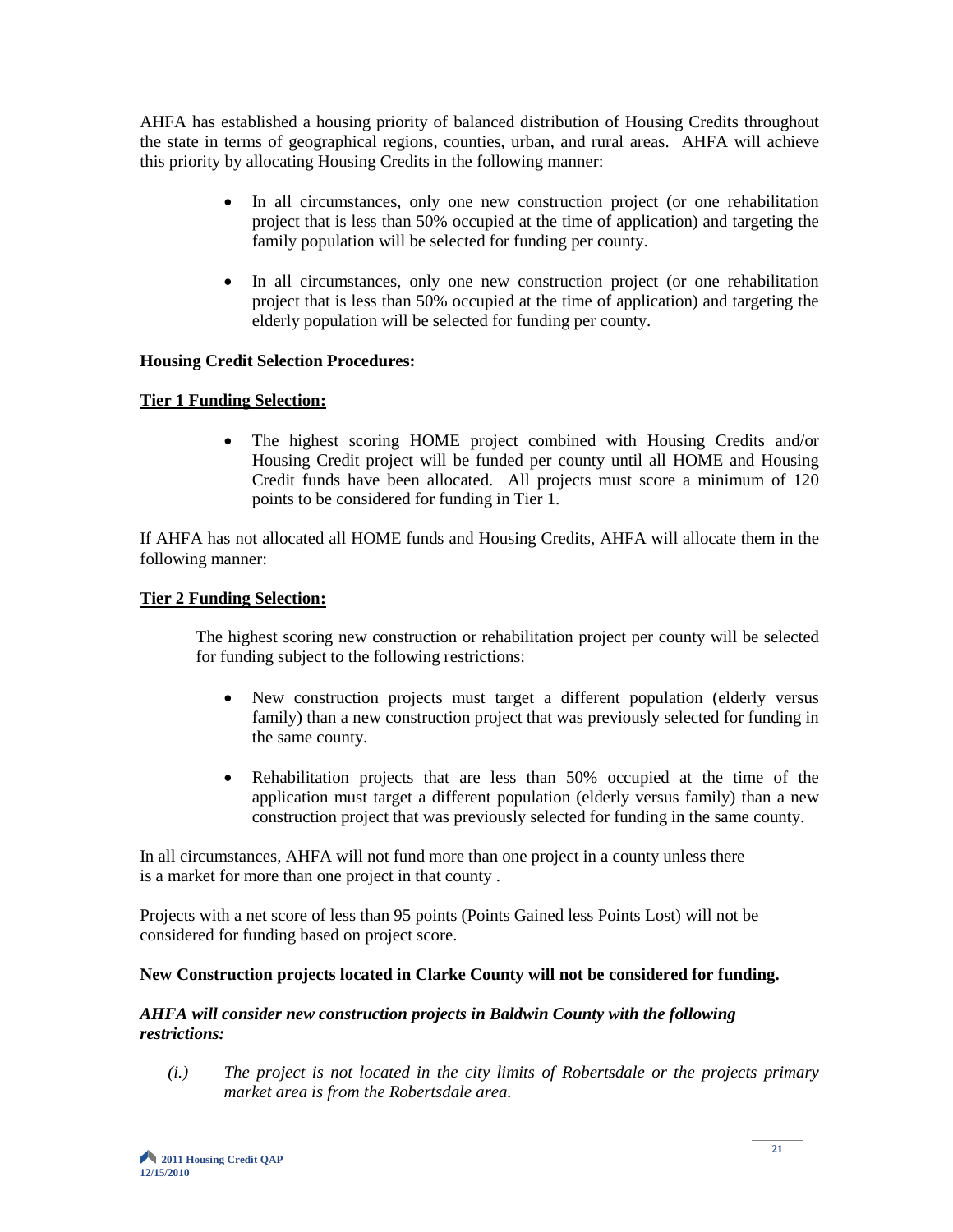AHFA has established a housing priority of balanced distribution of Housing Credits throughout the state in terms of geographical regions, counties, urban, and rural areas. AHFA will achieve this priority by allocating Housing Credits in the following manner:

- In all circumstances, only one new construction project (or one rehabilitation project that is less than 50% occupied at the time of application) and targeting the family population will be selected for funding per county.
- In all circumstances, only one new construction project (or one rehabilitation project that is less than 50% occupied at the time of application) and targeting the elderly population will be selected for funding per county.

**Housing Credit Selection Procedures:**

**Tier 1 Funding Selection:**

- The highest scoring HOME project combined with Housing Credits and/or Housing Credit project will be funded per county until all HOME and Housing Credit funds have been allocated. All projects must score a minimum of 120 points to be considered for funding in Tier 1.

If AHFA has not allocated all HOME funds and Housing Credits, AHFA will allocate them in the following manner:

**Tier 2 Funding Selection:**

The highest scoring new construction or rehabilitation project per county will be selected for funding subject to the following restrictions:

- New construction projects must target a different population (elderly versus family) than a new construction project that was previously selected for funding in the same county.
- Rehabilitation projects that are less than 50% occupied at the time of the application must target a different population (elderly versus family) than a new construction project that was previously selected for funding in the same county.

In all circumstances, AHFA will not fund more than one project in a county unless there is a market for more than one project in that county .

Projects with a net score of less than 95 points (Points Gained less Points Lost) will not be considered for funding based on project score.

**New Construction projects located in Clarke County will not be considered for funding.**

***AHFA will consider new construction projects in Baldwin County with the following restrictions:***

*(i.) The project is not located in the city limits of Robertsdale or the projects primary market area is from the Robertsdale area.*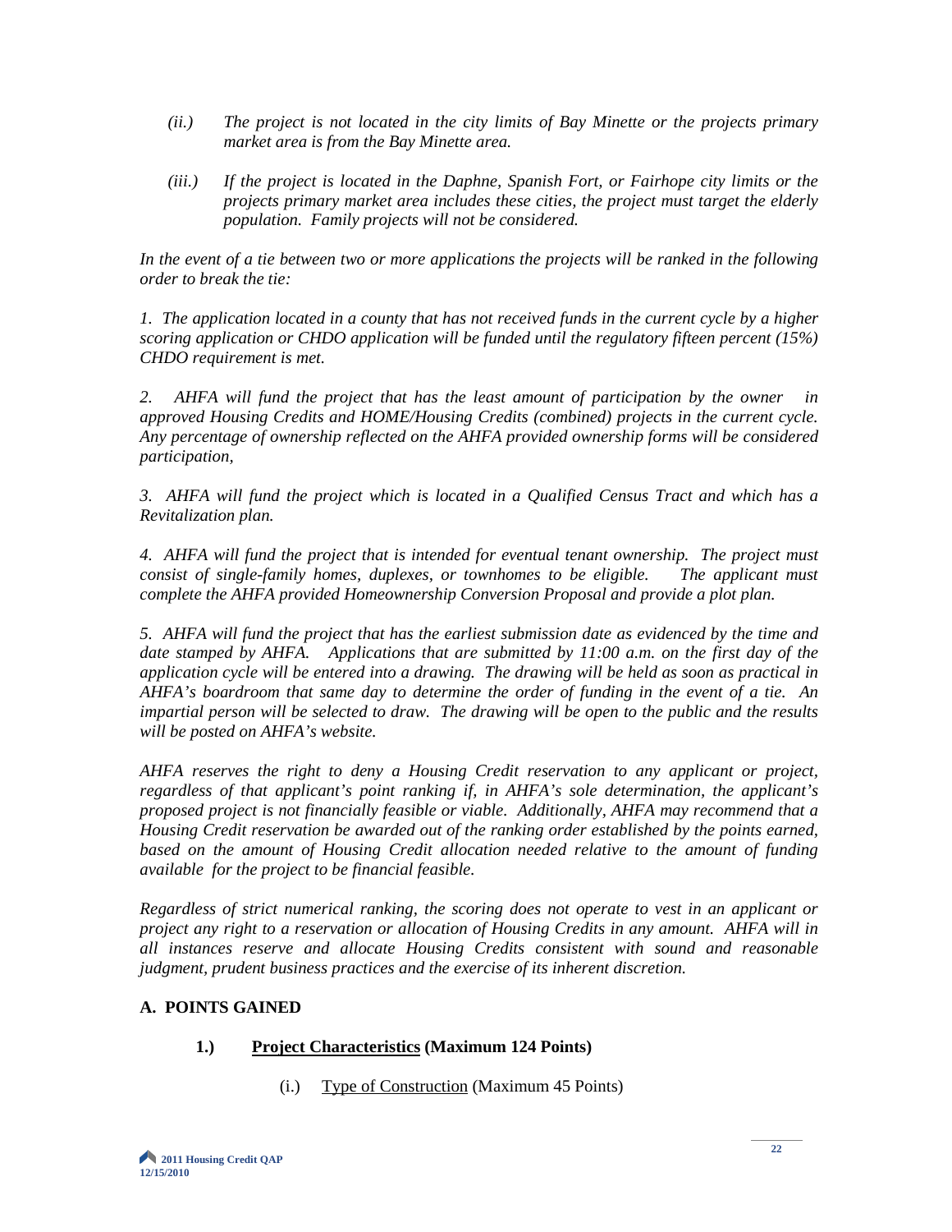*(ii.) The project is not located in the city limits of Bay Minette or the projects primary market area is from the Bay Minette area.*

*(iii.) If the project is located in the Daphne, Spanish Fort, or Fairhope city limits or the projects primary market area includes these cities, the project must target the elderly population. Family projects will not be considered.*

*In the event of a tie between two or more applications the projects will be ranked in the following order to break the tie:*

*1. The application located in a county that has not received funds in the current cycle by a higher scoring application or CHDO application will be funded until the regulatory fifteen percent (15%) CHDO requirement is met.*

*2. AHFA will fund the project that has the least amount of participation by the owner in approved Housing Credits and HOME/Housing Credits (combined) projects in the current cycle. Any percentage of ownership reflected on the AHFA provided ownership forms will be considered participation,*

*3. AHFA will fund the project which is located in a Qualified Census Tract and which has a Revitalization plan.*

*4. AHFA will fund the project that is intended for eventual tenant ownership. The project must consist of single-family homes, duplexes, or townhomes to be eligible. The applicant must complete the AHFA provided Homeownership Conversion Proposal and provide a plot plan.*

*5. AHFA will fund the project that has the earliest submission date as evidenced by the time and date stamped by AHFA. Applications that are submitted by 11:00 a.m. on the first day of the application cycle will be entered into a drawing. The drawing will be held as soon as practical in AHFA's boardroom that same day to determine the order of funding in the event of a tie. An impartial person will be selected to draw. The drawing will be open to the public and the results will be posted on AHFA's website.*

*AHFA reserves the right to deny a Housing Credit reservation to any applicant or project, regardless of that applicant's point ranking if, in AHFA's sole determination, the applicant's proposed project is not financially feasible or viable. Additionally, AHFA may recommend that a Housing Credit reservation be awarded out of the ranking order established by the points earned, based on the amount of Housing Credit allocation needed relative to the amount of funding available for the project to be financial feasible.*

*Regardless of strict numerical ranking, the scoring does not operate to vest in an applicant or project any right to a reservation or allocation of Housing Credits in any amount. AHFA will in all instances reserve and allocate Housing Credits consistent with sound and reasonable judgment, prudent business practices and the exercise of its inherent discretion.*

## A. POINTS GAINED

### 1.) <u>Project Characteristics</u> (Maximum 124 Points)

(i.) <u>Type of Construction</u> (Maximum 45 Points)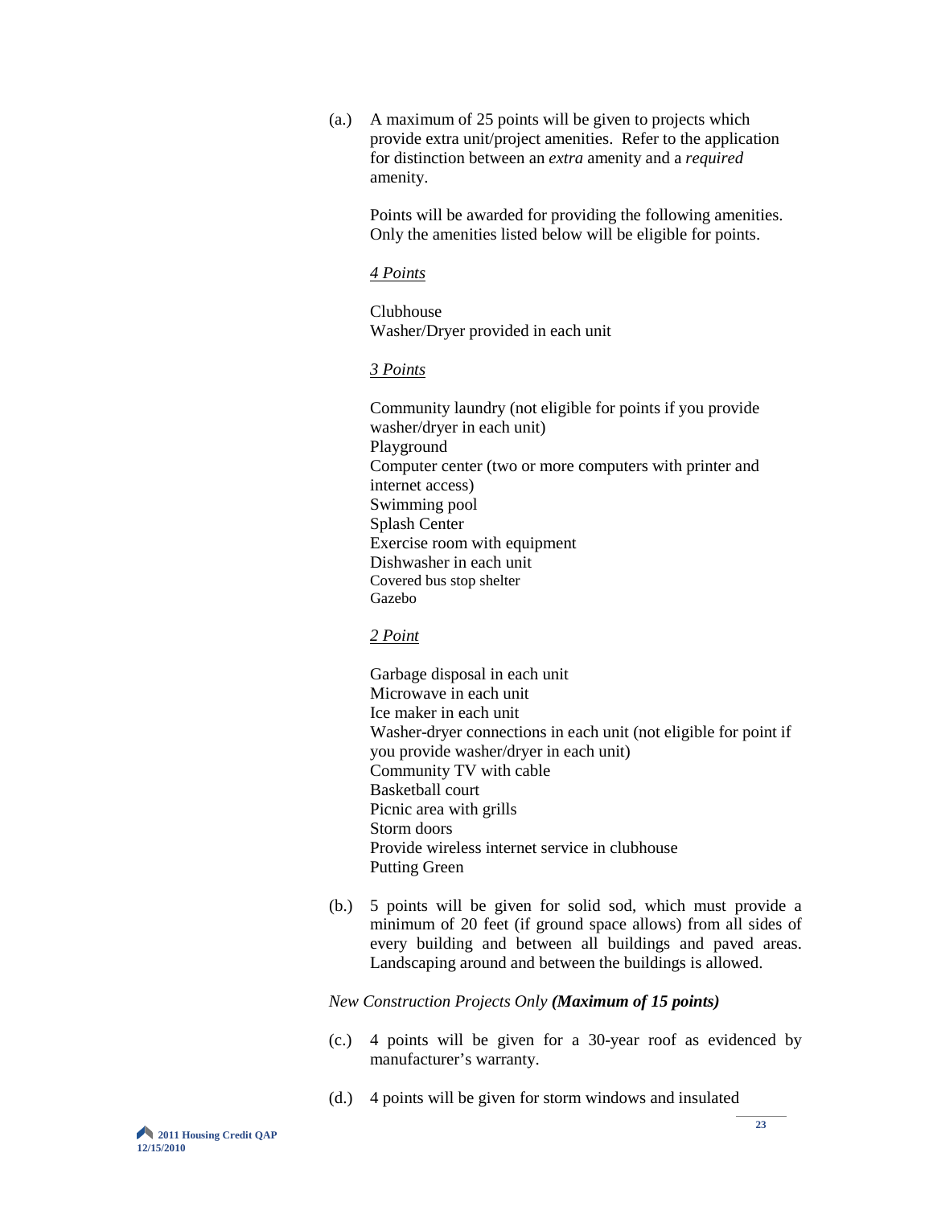(a.) A maximum of 25 points will be given to projects which provide extra unit/project amenities. Refer to the application for distinction between an *extra* amenity and a *required* amenity.

Points will be awarded for providing the following amenities. Only the amenities listed below will be eligible for points.

<u>*4 Points*</u>

Clubhouse
Washer/Dryer provided in each unit

<u>*3 Points*</u>

Community laundry (not eligible for points if you provide washer/dryer in each unit)
Playground
Computer center (two or more computers with printer and internet access)
Swimming pool
Splash Center
Exercise room with equipment
Dishwasher in each unit
Covered bus stop shelter
Gazebo

<u>*2 Point*</u>

Garbage disposal in each unit
Microwave in each unit
Ice maker in each unit
Washer-dryer connections in each unit (not eligible for point if you provide washer/dryer in each unit)
Community TV with cable
Basketball court
Picnic area with grills
Storm doors
Provide wireless internet service in clubhouse
Putting Green

(b.) 5 points will be given for solid sod, which must provide a minimum of 20 feet (if ground space allows) from all sides of every building and between all buildings and paved areas. Landscaping around and between the buildings is allowed.

*New Construction Projects Only **(Maximum of 15 points)***

(c.) 4 points will be given for a 30-year roof as evidenced by manufacturer's warranty.

(d.) 4 points will be given for storm windows and insulated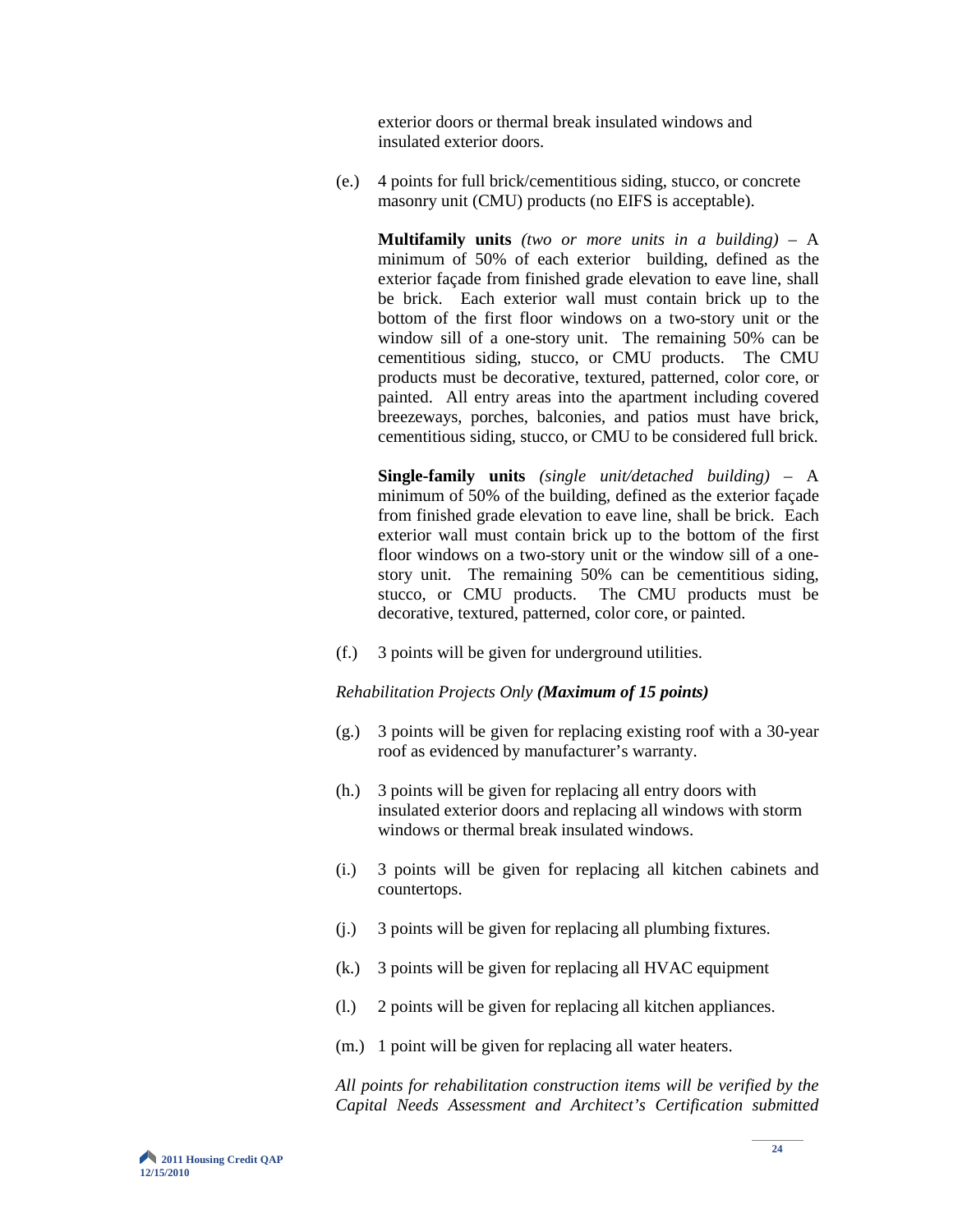exterior doors or thermal break insulated windows and insulated exterior doors.

(e.) 4 points for full brick/cementitious siding, stucco, or concrete masonry unit (CMU) products (no EIFS is acceptable).

**Multifamily units** *(two or more units in a building)* – A minimum of 50% of each exterior building, defined as the exterior façade from finished grade elevation to eave line, shall be brick. Each exterior wall must contain brick up to the bottom of the first floor windows on a two-story unit or the window sill of a one-story unit. The remaining 50% can be cementitious siding, stucco, or CMU products. The CMU products must be decorative, textured, patterned, color core, or painted. All entry areas into the apartment including covered breezeways, porches, balconies, and patios must have brick, cementitious siding, stucco, or CMU to be considered full brick.

**Single-family units** *(single unit/detached building)* – A minimum of 50% of the building, defined as the exterior façade from finished grade elevation to eave line, shall be brick. Each exterior wall must contain brick up to the bottom of the first floor windows on a two-story unit or the window sill of a one-story unit. The remaining 50% can be cementitious siding, stucco, or CMU products. The CMU products must be decorative, textured, patterned, color core, or painted.

(f.) 3 points will be given for underground utilities.

*Rehabilitation Projects Only* ***(Maximum of 15 points)***

(g.) 3 points will be given for replacing existing roof with a 30-year roof as evidenced by manufacturer's warranty.

(h.) 3 points will be given for replacing all entry doors with insulated exterior doors and replacing all windows with storm windows or thermal break insulated windows.

(i.) 3 points will be given for replacing all kitchen cabinets and countertops.

(j.) 3 points will be given for replacing all plumbing fixtures.

(k.) 3 points will be given for replacing all HVAC equipment

(l.) 2 points will be given for replacing all kitchen appliances.

(m.) 1 point will be given for replacing all water heaters.

*All points for rehabilitation construction items will be verified by the Capital Needs Assessment and Architect's Certification submitted*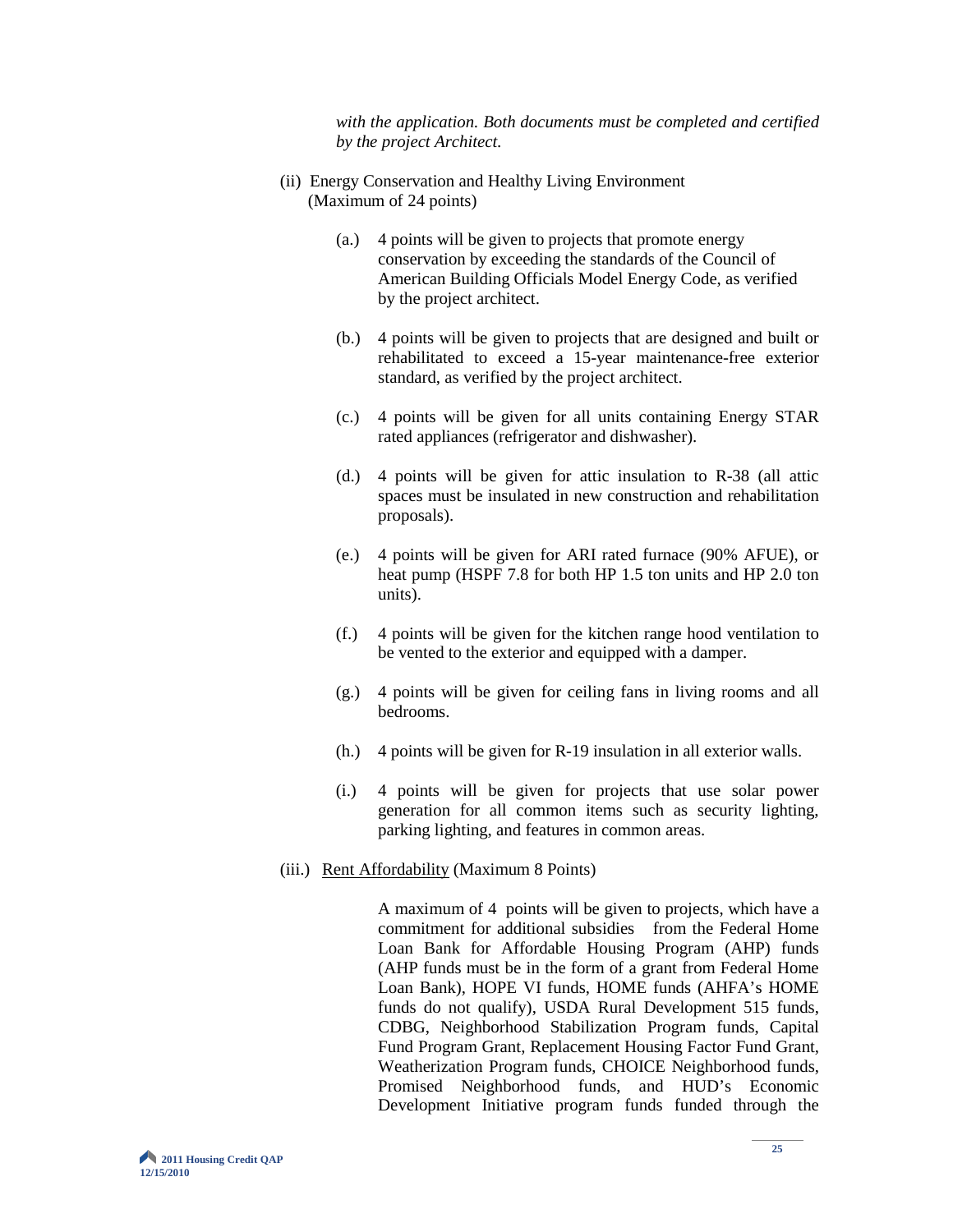*with the application. Both documents must be completed and certified by the project Architect.*

(ii) Energy Conservation and Healthy Living Environment (Maximum of 24 points)

(a.) 4 points will be given to projects that promote energy conservation by exceeding the standards of the Council of American Building Officials Model Energy Code, as verified by the project architect.

(b.) 4 points will be given to projects that are designed and built or rehabilitated to exceed a 15-year maintenance-free exterior standard, as verified by the project architect.

(c.) 4 points will be given for all units containing Energy STAR rated appliances (refrigerator and dishwasher).

(d.) 4 points will be given for attic insulation to R-38 (all attic spaces must be insulated in new construction and rehabilitation proposals).

(e.) 4 points will be given for ARI rated furnace (90% AFUE), or heat pump (HSPF 7.8 for both HP 1.5 ton units and HP 2.0 ton units).

(f.) 4 points will be given for the kitchen range hood ventilation to be vented to the exterior and equipped with a damper.

(g.) 4 points will be given for ceiling fans in living rooms and all bedrooms.

(h.) 4 points will be given for R-19 insulation in all exterior walls.

(i.) 4 points will be given for projects that use solar power generation for all common items such as security lighting, parking lighting, and features in common areas.

(iii.) <u>Rent Affordability</u> (Maximum 8 Points)

A maximum of 4 points will be given to projects, which have a commitment for additional subsidies from the Federal Home Loan Bank for Affordable Housing Program (AHP) funds (AHP funds must be in the form of a grant from Federal Home Loan Bank), HOPE VI funds, HOME funds (AHFA's HOME funds do not qualify), USDA Rural Development 515 funds, CDBG, Neighborhood Stabilization Program funds, Capital Fund Program Grant, Replacement Housing Factor Fund Grant, Weatherization Program funds, CHOICE Neighborhood funds, Promised Neighborhood funds, and HUD's Economic Development Initiative program funds funded through the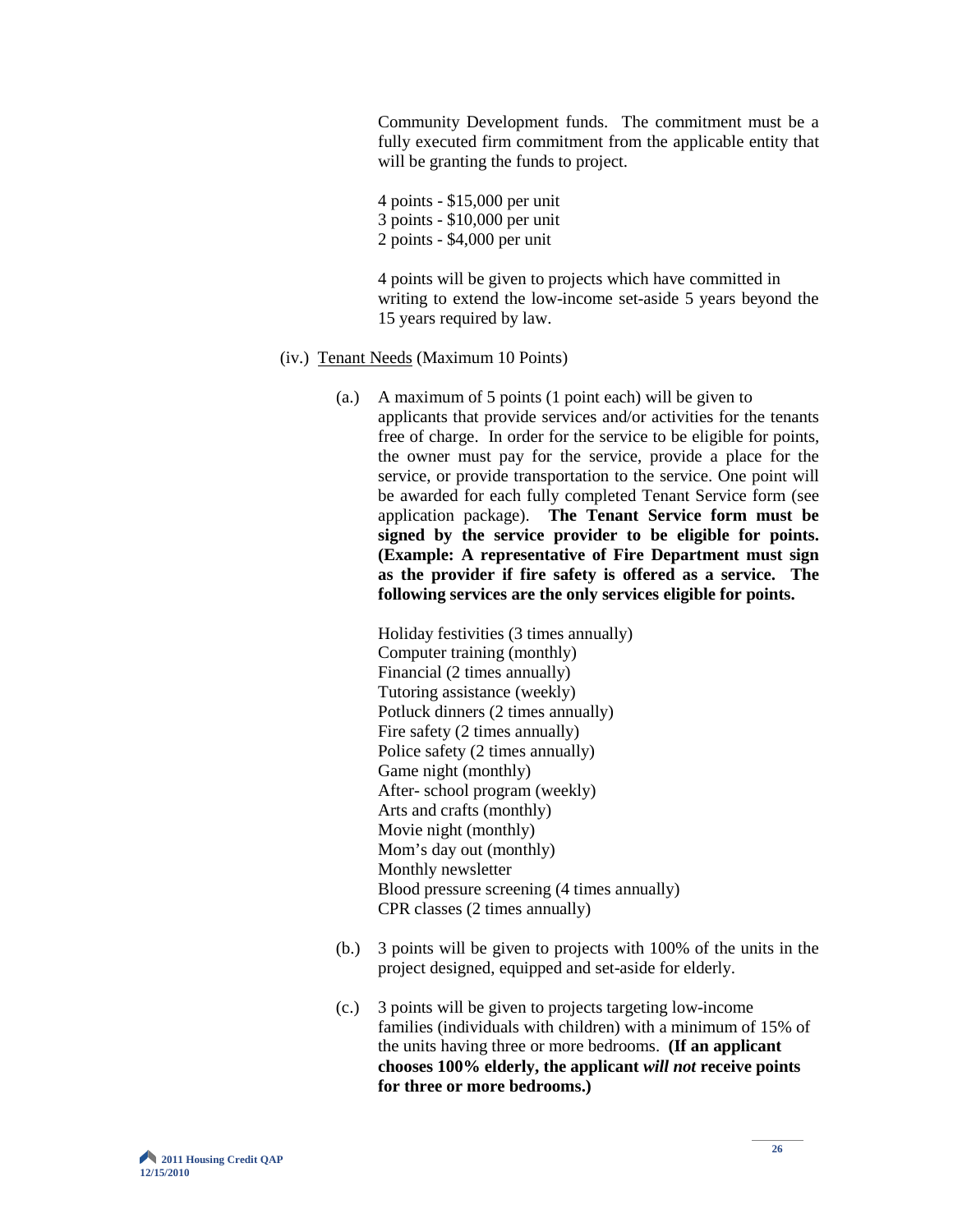Community Development funds. The commitment must be a fully executed firm commitment from the applicable entity that will be granting the funds to project.

4 points - $15,000 per unit
3 points - $10,000 per unit
2 points - $4,000 per unit

4 points will be given to projects which have committed in writing to extend the low-income set-aside 5 years beyond the 15 years required by law.

(iv.) Tenant Needs (Maximum 10 Points)

(a.) A maximum of 5 points (1 point each) will be given to applicants that provide services and/or activities for the tenants free of charge. In order for the service to be eligible for points, the owner must pay for the service, provide a place for the service, or provide transportation to the service. One point will be awarded for each fully completed Tenant Service form (see application package). **The Tenant Service form must be signed by the service provider to be eligible for points. (Example: A representative of Fire Department must sign as the provider if fire safety is offered as a service. The following services are the only services eligible for points.**

Holiday festivities (3 times annually)
Computer training (monthly)
Financial (2 times annually)
Tutoring assistance (weekly)
Potluck dinners (2 times annually)
Fire safety (2 times annually)
Police safety (2 times annually)
Game night (monthly)
After- school program (weekly)
Arts and crafts (monthly)
Movie night (monthly)
Mom's day out (monthly)
Monthly newsletter
Blood pressure screening (4 times annually)
CPR classes (2 times annually)

(b.) 3 points will be given to projects with 100% of the units in the project designed, equipped and set-aside for elderly.

(c.) 3 points will be given to projects targeting low-income families (individuals with children) with a minimum of 15% of the units having three or more bedrooms. **(If an applicant chooses 100% elderly, the applicant *will not* receive points for three or more bedrooms.)**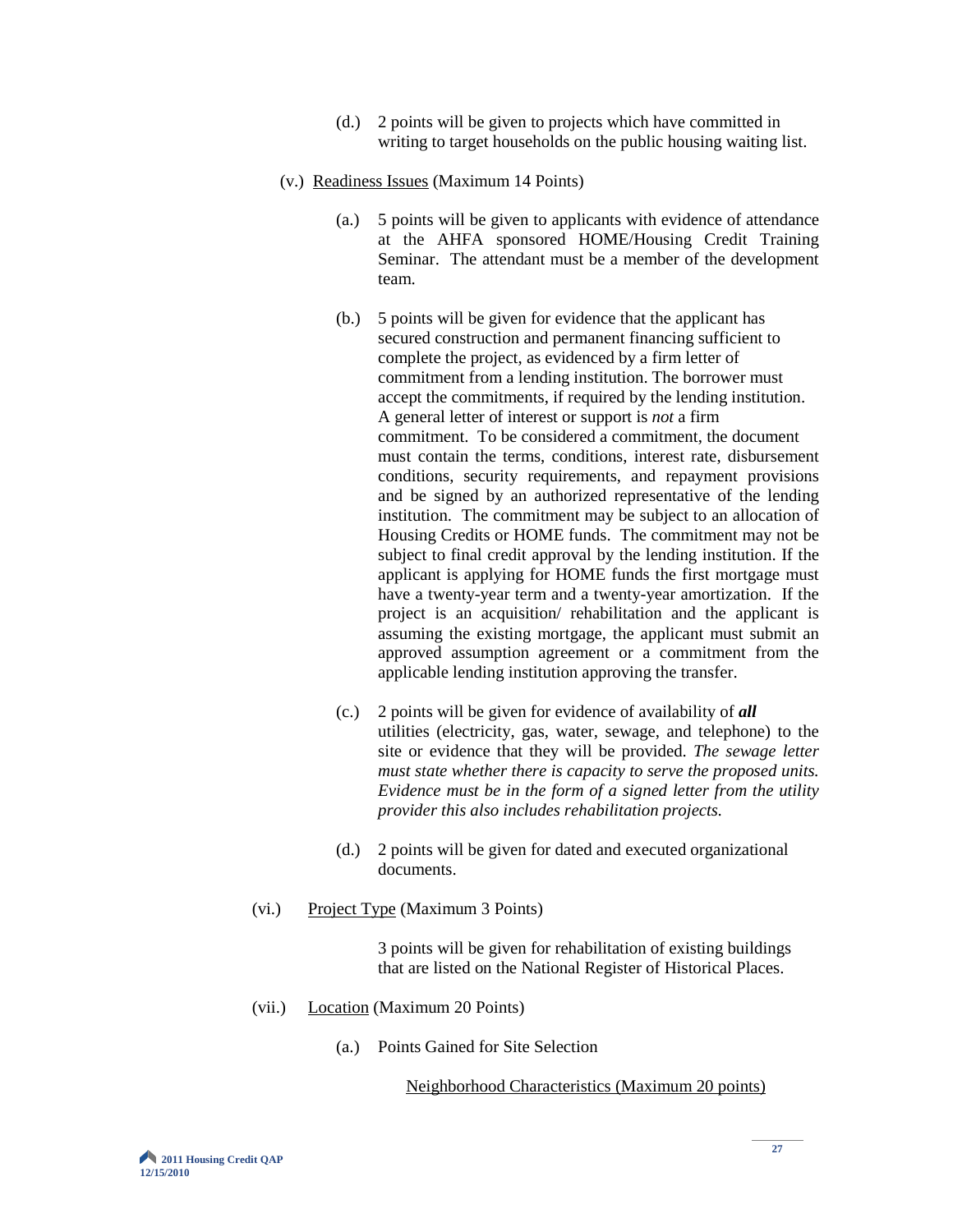(d.) 2 points will be given to projects which have committed in writing to target households on the public housing waiting list.

(v.) Readiness Issues (Maximum 14 Points)

(a.) 5 points will be given to applicants with evidence of attendance at the AHFA sponsored HOME/Housing Credit Training Seminar. The attendant must be a member of the development team.

(b.) 5 points will be given for evidence that the applicant has secured construction and permanent financing sufficient to complete the project, as evidenced by a firm letter of commitment from a lending institution. The borrower must accept the commitments, if required by the lending institution. A general letter of interest or support is *not* a firm commitment. To be considered a commitment, the document must contain the terms, conditions, interest rate, disbursement conditions, security requirements, and repayment provisions and be signed by an authorized representative of the lending institution. The commitment may be subject to an allocation of Housing Credits or HOME funds. The commitment may not be subject to final credit approval by the lending institution. If the applicant is applying for HOME funds the first mortgage must have a twenty-year term and a twenty-year amortization. If the project is an acquisition/ rehabilitation and the applicant is assuming the existing mortgage, the applicant must submit an approved assumption agreement or a commitment from the applicable lending institution approving the transfer.

(c.) 2 points will be given for evidence of availability of ***all*** utilities (electricity, gas, water, sewage, and telephone) to the site or evidence that they will be provided. *The sewage letter must state whether there is capacity to serve the proposed units. Evidence must be in the form of a signed letter from the utility provider this also includes rehabilitation projects.*

(d.) 2 points will be given for dated and executed organizational documents.

(vi.) Project Type (Maximum 3 Points)

3 points will be given for rehabilitation of existing buildings that are listed on the National Register of Historical Places.

(vii.) Location (Maximum 20 Points)

(a.) Points Gained for Site Selection

Neighborhood Characteristics (Maximum 20 points)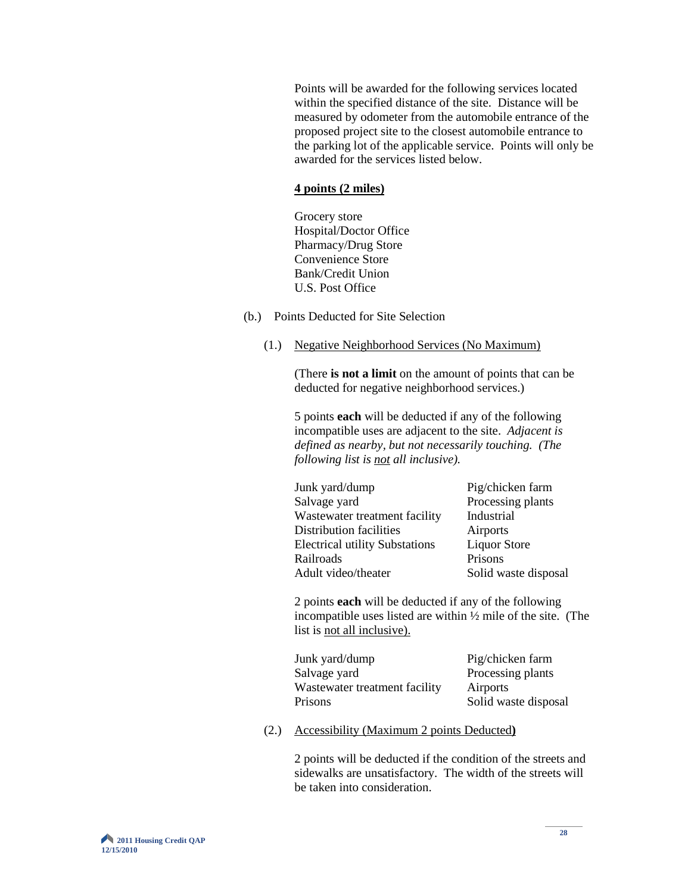Points will be awarded for the following services located within the specified distance of the site. Distance will be measured by odometer from the automobile entrance of the proposed project site to the closest automobile entrance to the parking lot of the applicable service. Points will only be awarded for the services listed below.

**4 points (2 miles)**

Grocery store
Hospital/Doctor Office
Pharmacy/Drug Store
Convenience Store
Bank/Credit Union
U.S. Post Office

(b.) Points Deducted for Site Selection

(1.) Negative Neighborhood Services (No Maximum)

(There **is not a limit** on the amount of points that can be deducted for negative neighborhood services.)

5 points **each** will be deducted if any of the following incompatible uses are adjacent to the site. *Adjacent is defined as nearby, but not necessarily touching. (The following list is not all inclusive).*

| | |
|---|---|
| Junk yard/dump | Pig/chicken farm |
| Salvage yard | Processing plants |
| Wastewater treatment facility | Industrial |
| Distribution facilities | Airports |
| Electrical utility Substations | Liquor Store |
| Railroads | Prisons |
| Adult video/theater | Solid waste disposal |

2 points **each** will be deducted if any of the following incompatible uses listed are within ½ mile of the site. (The list is not all inclusive).

| | |
|---|---|
| Junk yard/dump | Pig/chicken farm |
| Salvage yard | Processing plants |
| Wastewater treatment facility | Airports |
| Prisons | Solid waste disposal |

(2.) Accessibility (Maximum 2 points Deducted)

2 points will be deducted if the condition of the streets and sidewalks are unsatisfactory. The width of the streets will be taken into consideration.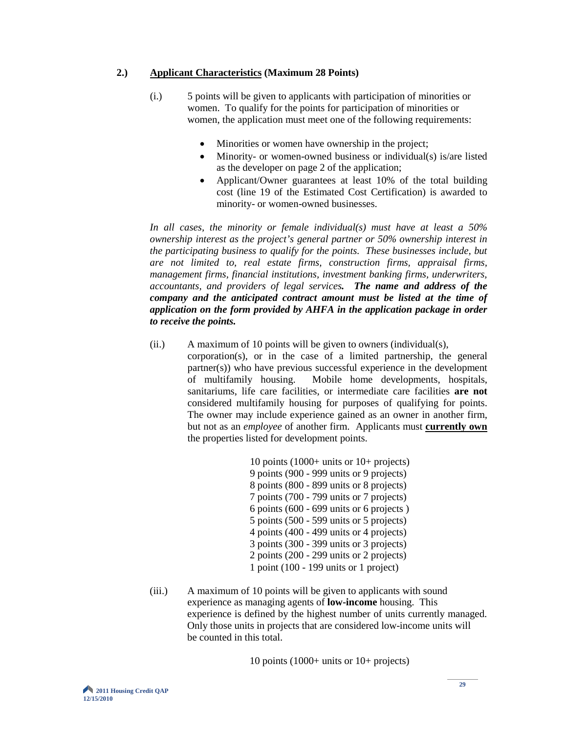## 2.) Applicant Characteristics (Maximum 28 Points)

(i.) 5 points will be given to applicants with participation of minorities or women. To qualify for the points for participation of minorities or women, the application must meet one of the following requirements:

- Minorities or women have ownership in the project;
- Minority- or women-owned business or individual(s) is/are listed as the developer on page 2 of the application;
- Applicant/Owner guarantees at least 10% of the total building cost (line 19 of the Estimated Cost Certification) is awarded to minority- or women-owned businesses.

*In all cases, the minority or female individual(s) must have at least a 50% ownership interest as the project's general partner or 50% ownership interest in the participating business to qualify for the points. These businesses include, but are not limited to, real estate firms, construction firms, appraisal firms, management firms, financial institutions, investment banking firms, underwriters, accountants, and providers of legal services.* ***The name and address of the company and the anticipated contract amount must be listed at the time of application on the form provided by AHFA in the application package in order to receive the points.***

(ii.) A maximum of 10 points will be given to owners (individual(s), corporation(s), or in the case of a limited partnership, the general partner(s)) who have previous successful experience in the development of multifamily housing. Mobile home developments, hospitals, sanitariums, life care facilities, or intermediate care facilities **are not** considered multifamily housing for purposes of qualifying for points. The owner may include experience gained as an owner in another firm, but not as an *employee* of another firm. Applicants must **currently own** the properties listed for development points.

10 points (1000+ units or 10+ projects)
9 points (900 - 999 units or 9 projects)
8 points (800 - 899 units or 8 projects)
7 points (700 - 799 units or 7 projects)
6 points (600 - 699 units or 6 projects )
5 points (500 - 599 units or 5 projects)
4 points (400 - 499 units or 4 projects)
3 points (300 - 399 units or 3 projects)
2 points (200 - 299 units or 2 projects)
1 point (100 - 199 units or 1 project)

(iii.) A maximum of 10 points will be given to applicants with sound experience as managing agents of **low-income** housing. This experience is defined by the highest number of units currently managed. Only those units in projects that are considered low-income units will be counted in this total.

10 points (1000+ units or 10+ projects)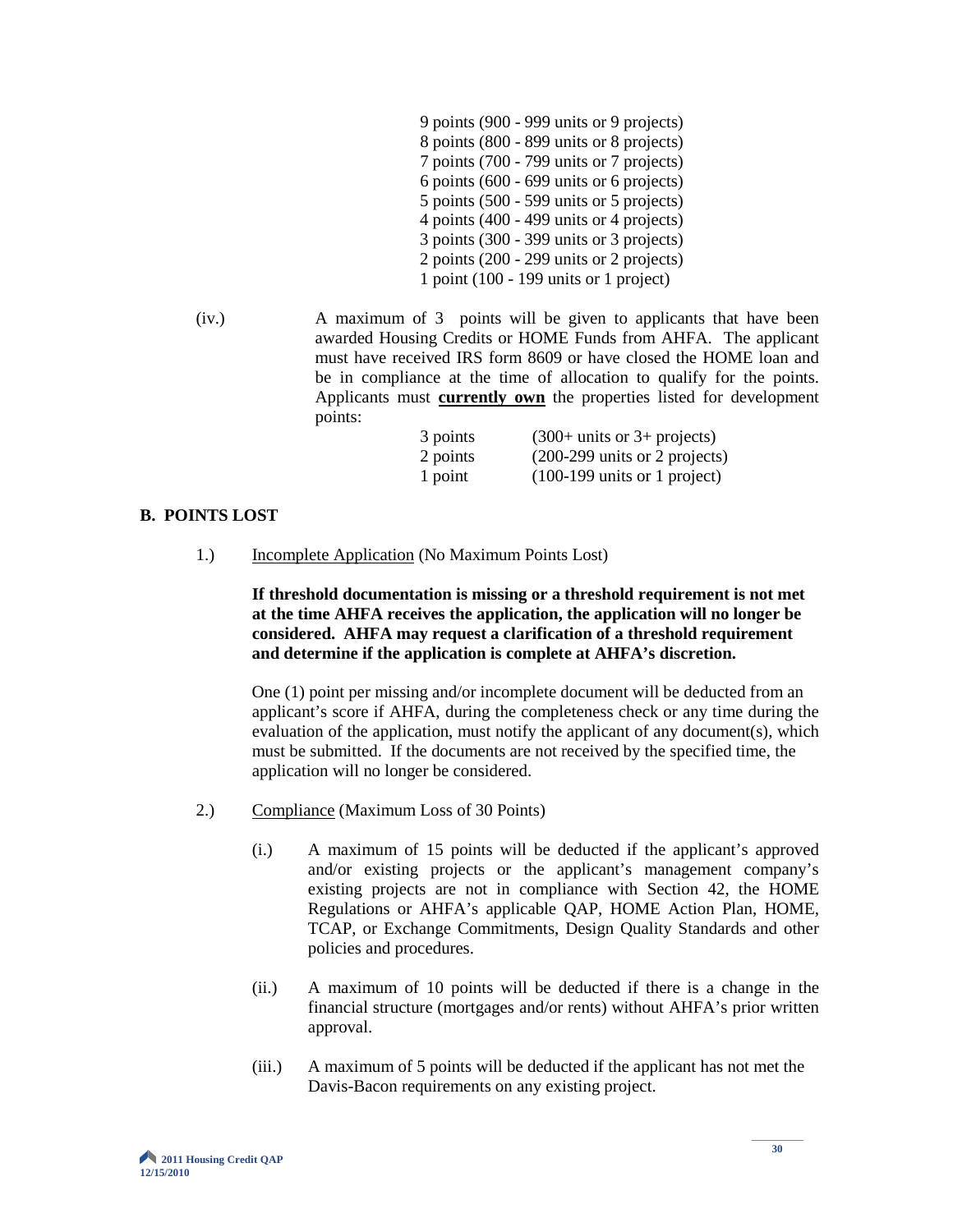9 points (900 - 999 units or 9 projects)
8 points (800 - 899 units or 8 projects)
7 points (700 - 799 units or 7 projects)
6 points (600 - 699 units or 6 projects)
5 points (500 - 599 units or 5 projects)
4 points (400 - 499 units or 4 projects)
3 points (300 - 399 units or 3 projects)
2 points (200 - 299 units or 2 projects)
1 point (100 - 199 units or 1 project)

(iv.) A maximum of 3 points will be given to applicants that have been awarded Housing Credits or HOME Funds from AHFA. The applicant must have received IRS form 8609 or have closed the HOME loan and be in compliance at the time of allocation to qualify for the points. Applicants must **currently own** the properties listed for development points:

| | |
|---|---|
| 3 points | (300+ units or 3+ projects) |
| 2 points | (200-299 units or 2 projects) |
| 1 point | (100-199 units or 1 project) |

## B. POINTS LOST

1.) Incomplete Application (No Maximum Points Lost)

**If threshold documentation is missing or a threshold requirement is not met at the time AHFA receives the application, the application will no longer be considered. AHFA may request a clarification of a threshold requirement and determine if the application is complete at AHFA's discretion.**

One (1) point per missing and/or incomplete document will be deducted from an applicant's score if AHFA, during the completeness check or any time during the evaluation of the application, must notify the applicant of any document(s), which must be submitted. If the documents are not received by the specified time, the application will no longer be considered.

2.) Compliance (Maximum Loss of 30 Points)

(i.) A maximum of 15 points will be deducted if the applicant's approved and/or existing projects or the applicant's management company's existing projects are not in compliance with Section 42, the HOME Regulations or AHFA's applicable QAP, HOME Action Plan, HOME, TCAP, or Exchange Commitments, Design Quality Standards and other policies and procedures.

(ii.) A maximum of 10 points will be deducted if there is a change in the financial structure (mortgages and/or rents) without AHFA's prior written approval.

(iii.) A maximum of 5 points will be deducted if the applicant has not met the Davis-Bacon requirements on any existing project.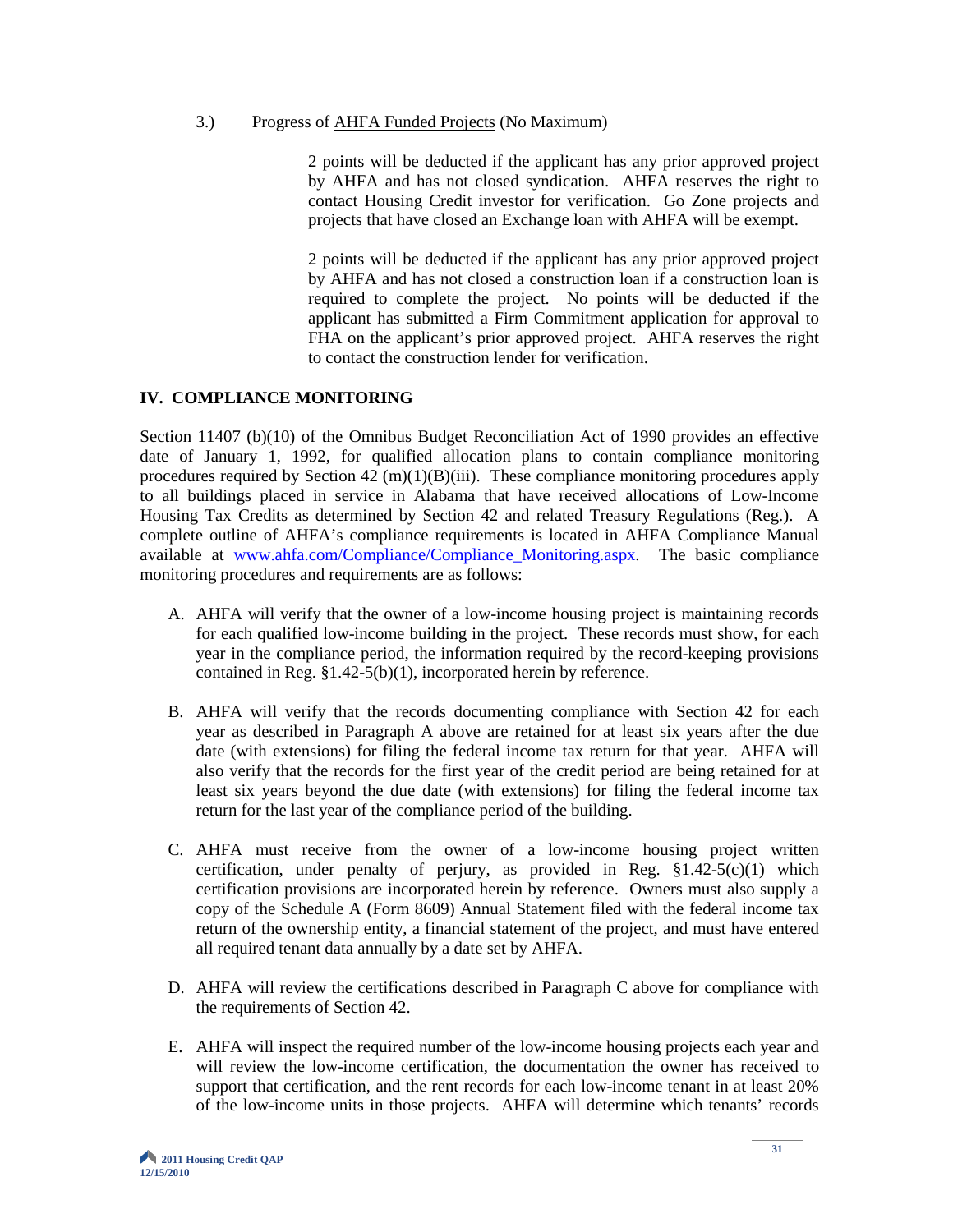3.) Progress of AHFA Funded Projects (No Maximum)

2 points will be deducted if the applicant has any prior approved project by AHFA and has not closed syndication. AHFA reserves the right to contact Housing Credit investor for verification. Go Zone projects and projects that have closed an Exchange loan with AHFA will be exempt.

2 points will be deducted if the applicant has any prior approved project by AHFA and has not closed a construction loan if a construction loan is required to complete the project. No points will be deducted if the applicant has submitted a Firm Commitment application for approval to FHA on the applicant's prior approved project. AHFA reserves the right to contact the construction lender for verification.

## IV. COMPLIANCE MONITORING

Section 11407 (b)(10) of the Omnibus Budget Reconciliation Act of 1990 provides an effective date of January 1, 1992, for qualified allocation plans to contain compliance monitoring procedures required by Section 42 (m)(1)(B)(iii). These compliance monitoring procedures apply to all buildings placed in service in Alabama that have received allocations of Low-Income Housing Tax Credits as determined by Section 42 and related Treasury Regulations (Reg.). A complete outline of AHFA's compliance requirements is located in AHFA Compliance Manual available at www.ahfa.com/Compliance/Compliance_Monitoring.aspx. The basic compliance monitoring procedures and requirements are as follows:

A. AHFA will verify that the owner of a low-income housing project is maintaining records for each qualified low-income building in the project. These records must show, for each year in the compliance period, the information required by the record-keeping provisions contained in Reg. §1.42-5(b)(1), incorporated herein by reference.

B. AHFA will verify that the records documenting compliance with Section 42 for each year as described in Paragraph A above are retained for at least six years after the due date (with extensions) for filing the federal income tax return for that year. AHFA will also verify that the records for the first year of the credit period are being retained for at least six years beyond the due date (with extensions) for filing the federal income tax return for the last year of the compliance period of the building.

C. AHFA must receive from the owner of a low-income housing project written certification, under penalty of perjury, as provided in Reg. §1.42-5(c)(1) which certification provisions are incorporated herein by reference. Owners must also supply a copy of the Schedule A (Form 8609) Annual Statement filed with the federal income tax return of the ownership entity, a financial statement of the project, and must have entered all required tenant data annually by a date set by AHFA.

D. AHFA will review the certifications described in Paragraph C above for compliance with the requirements of Section 42.

E. AHFA will inspect the required number of the low-income housing projects each year and will review the low-income certification, the documentation the owner has received to support that certification, and the rent records for each low-income tenant in at least 20% of the low-income units in those projects. AHFA will determine which tenants' records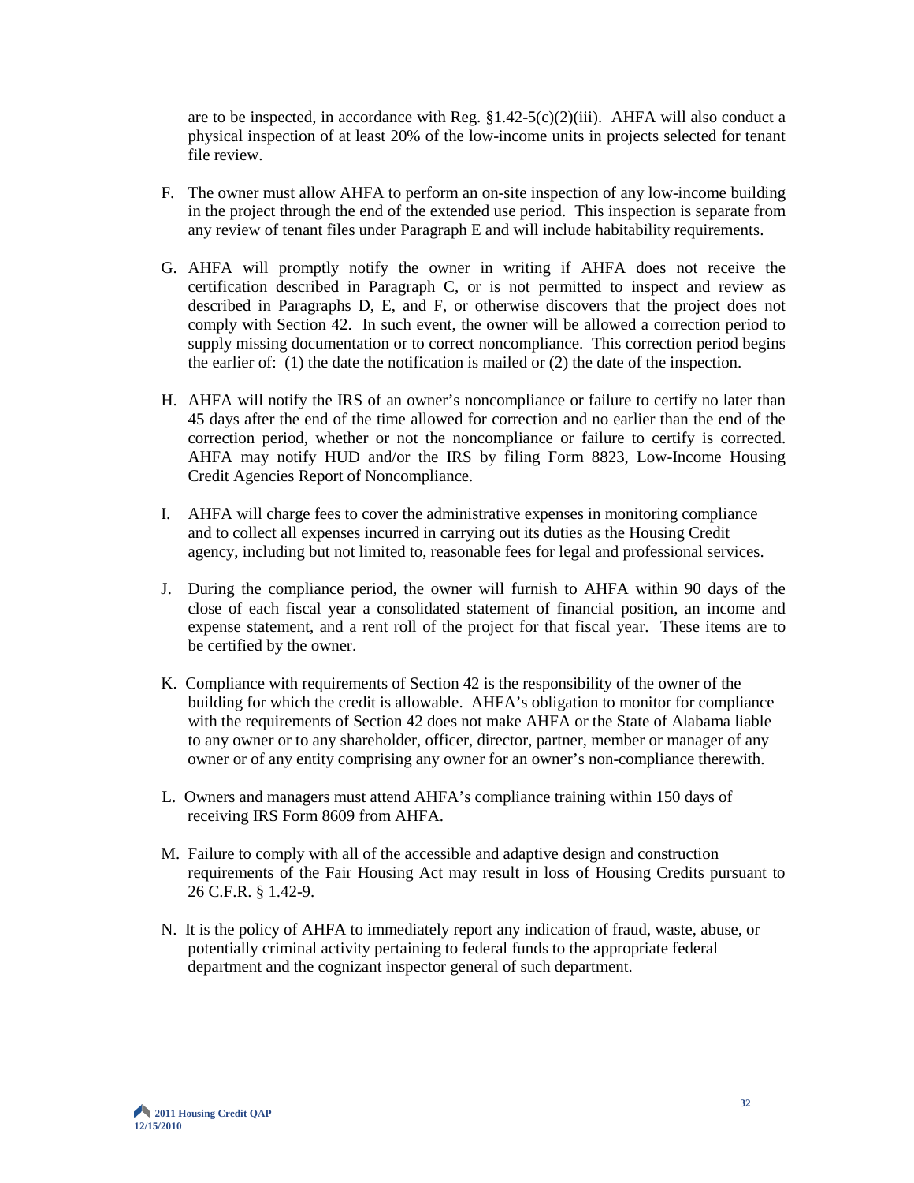are to be inspected, in accordance with Reg. §1.42-5(c)(2)(iii). AHFA will also conduct a physical inspection of at least 20% of the low-income units in projects selected for tenant file review.

F. The owner must allow AHFA to perform an on-site inspection of any low-income building in the project through the end of the extended use period. This inspection is separate from any review of tenant files under Paragraph E and will include habitability requirements.

G. AHFA will promptly notify the owner in writing if AHFA does not receive the certification described in Paragraph C, or is not permitted to inspect and review as described in Paragraphs D, E, and F, or otherwise discovers that the project does not comply with Section 42. In such event, the owner will be allowed a correction period to supply missing documentation or to correct noncompliance. This correction period begins the earlier of: (1) the date the notification is mailed or (2) the date of the inspection.

H. AHFA will notify the IRS of an owner's noncompliance or failure to certify no later than 45 days after the end of the time allowed for correction and no earlier than the end of the correction period, whether or not the noncompliance or failure to certify is corrected. AHFA may notify HUD and/or the IRS by filing Form 8823, Low-Income Housing Credit Agencies Report of Noncompliance.

I. AHFA will charge fees to cover the administrative expenses in monitoring compliance and to collect all expenses incurred in carrying out its duties as the Housing Credit agency, including but not limited to, reasonable fees for legal and professional services.

J. During the compliance period, the owner will furnish to AHFA within 90 days of the close of each fiscal year a consolidated statement of financial position, an income and expense statement, and a rent roll of the project for that fiscal year. These items are to be certified by the owner.

K. Compliance with requirements of Section 42 is the responsibility of the owner of the building for which the credit is allowable. AHFA's obligation to monitor for compliance with the requirements of Section 42 does not make AHFA or the State of Alabama liable to any owner or to any shareholder, officer, director, partner, member or manager of any owner or of any entity comprising any owner for an owner's non-compliance therewith.

L. Owners and managers must attend AHFA's compliance training within 150 days of receiving IRS Form 8609 from AHFA.

M. Failure to comply with all of the accessible and adaptive design and construction requirements of the Fair Housing Act may result in loss of Housing Credits pursuant to 26 C.F.R. § 1.42-9.

N. It is the policy of AHFA to immediately report any indication of fraud, waste, abuse, or potentially criminal activity pertaining to federal funds to the appropriate federal department and the cognizant inspector general of such department.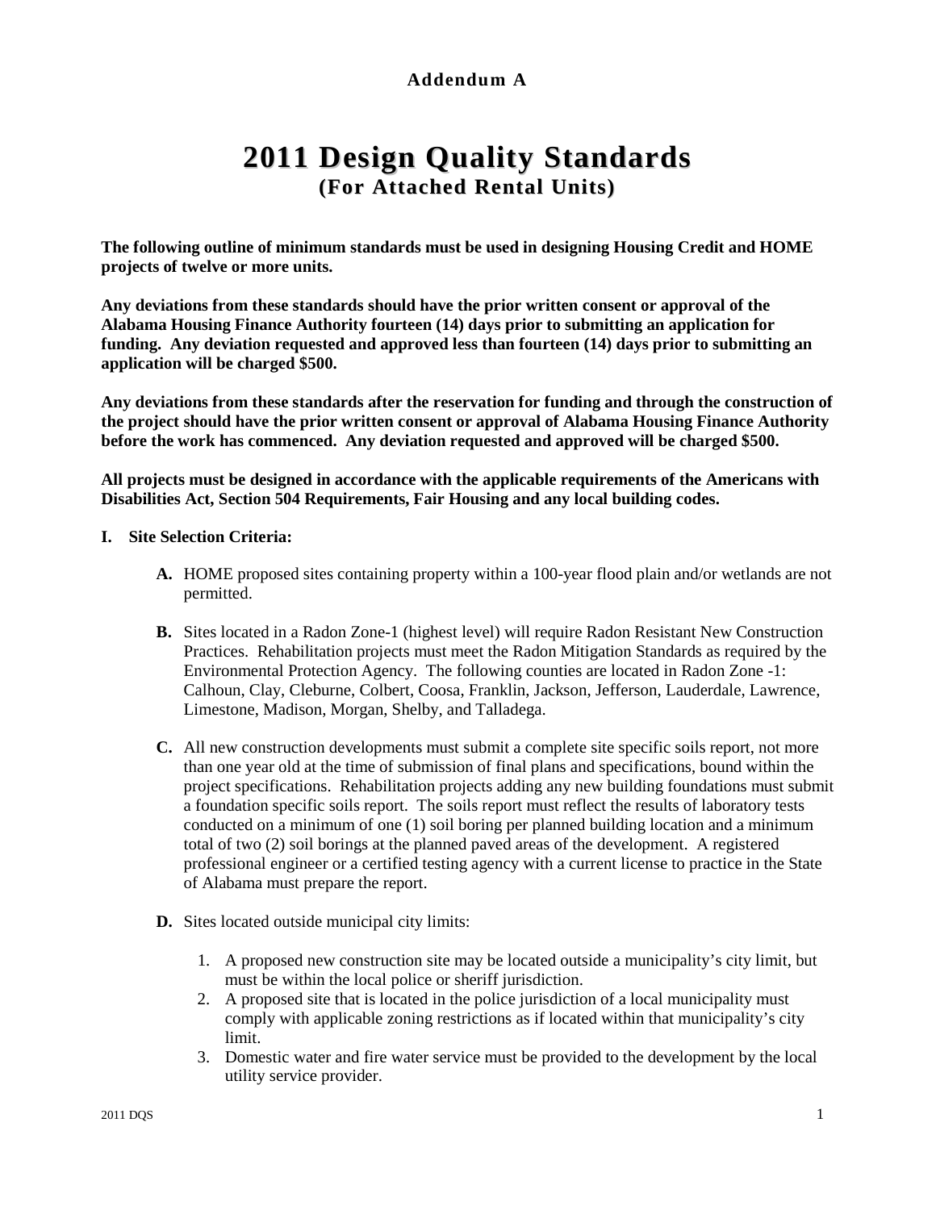**Addendum A**

# 2011 Design Quality Standards

## (For Attached Rental Units)

**The following outline of minimum standards must be used in designing Housing Credit and HOME projects of twelve or more units.**

**Any deviations from these standards should have the prior written consent or approval of the Alabama Housing Finance Authority fourteen (14) days prior to submitting an application for funding. Any deviation requested and approved less than fourteen (14) days prior to submitting an application will be charged $500.**

**Any deviations from these standards after the reservation for funding and through the construction of the project should have the prior written consent or approval of Alabama Housing Finance Authority before the work has commenced. Any deviation requested and approved will be charged $500.**

**All projects must be designed in accordance with the applicable requirements of the Americans with Disabilities Act, Section 504 Requirements, Fair Housing and any local building codes.**

**I. Site Selection Criteria:**

- **A.** HOME proposed sites containing property within a 100-year flood plain and/or wetlands are not permitted.

- **B.** Sites located in a Radon Zone-1 (highest level) will require Radon Resistant New Construction Practices. Rehabilitation projects must meet the Radon Mitigation Standards as required by the Environmental Protection Agency. The following counties are located in Radon Zone -1: Calhoun, Clay, Cleburne, Colbert, Coosa, Franklin, Jackson, Jefferson, Lauderdale, Lawrence, Limestone, Madison, Morgan, Shelby, and Talladega.

- **C.** All new construction developments must submit a complete site specific soils report, not more than one year old at the time of submission of final plans and specifications, bound within the project specifications. Rehabilitation projects adding any new building foundations must submit a foundation specific soils report. The soils report must reflect the results of laboratory tests conducted on a minimum of one (1) soil boring per planned building location and a minimum total of two (2) soil borings at the planned paved areas of the development. A registered professional engineer or a certified testing agency with a current license to practice in the State of Alabama must prepare the report.

- **D.** Sites located outside municipal city limits:

  1. A proposed new construction site may be located outside a municipality's city limit, but must be within the local police or sheriff jurisdiction.
  2. A proposed site that is located in the police jurisdiction of a local municipality must comply with applicable zoning restrictions as if located within that municipality's city limit.
  3. Domestic water and fire water service must be provided to the development by the local utility service provider.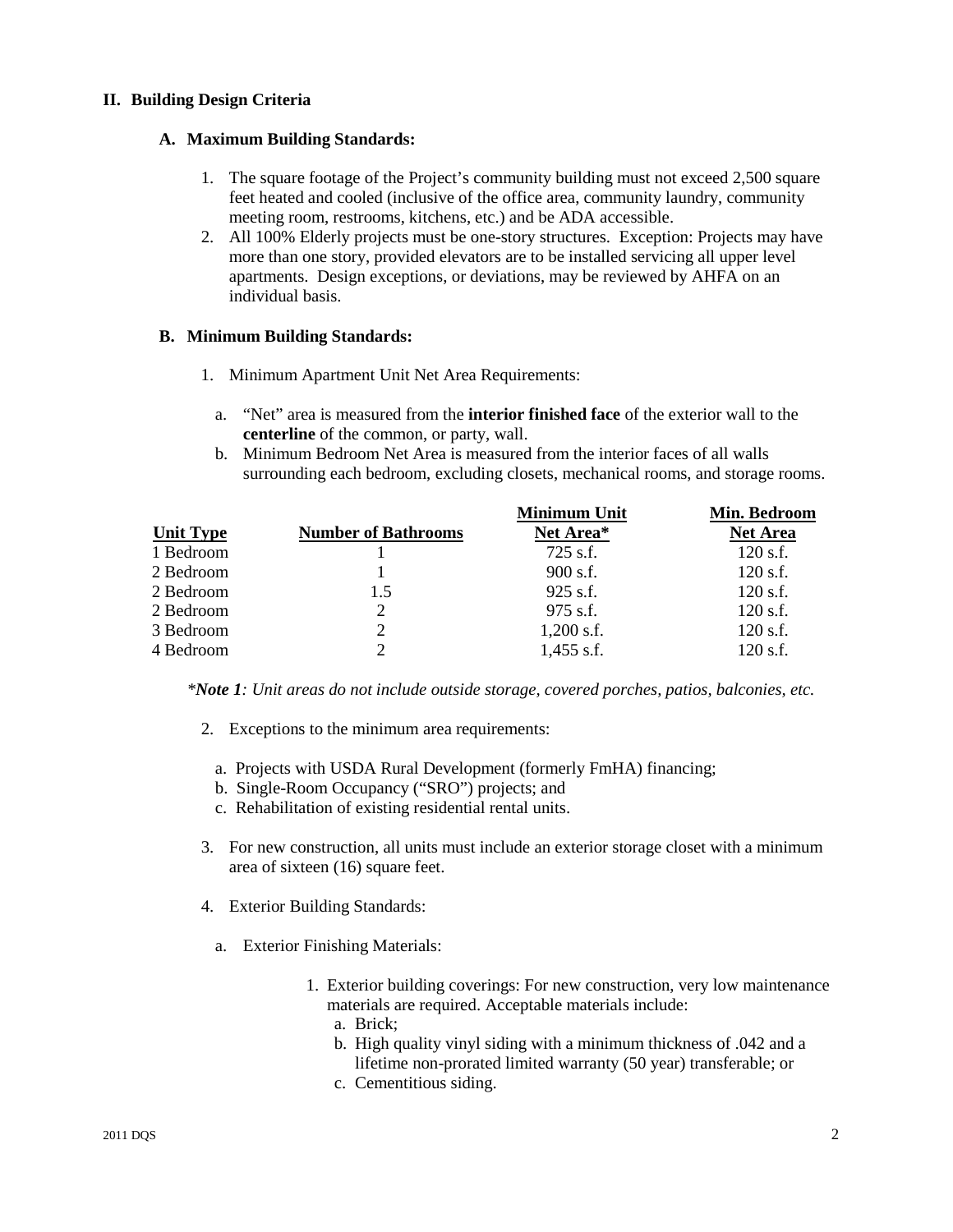## II. Building Design Criteria

### A. Maximum Building Standards:

1. The square footage of the Project's community building must not exceed 2,500 square feet heated and cooled (inclusive of the office area, community laundry, community meeting room, restrooms, kitchens, etc.) and be ADA accessible.
2. All 100% Elderly projects must be one-story structures. Exception: Projects may have more than one story, provided elevators are to be installed servicing all upper level apartments. Design exceptions, or deviations, may be reviewed by AHFA on an individual basis.

### B. Minimum Building Standards:

1. Minimum Apartment Unit Net Area Requirements:

   a. "Net" area is measured from the **interior finished face** of the exterior wall to the **centerline** of the common, or party, wall.

   b. Minimum Bedroom Net Area is measured from the interior faces of all walls surrounding each bedroom, excluding closets, mechanical rooms, and storage rooms.

| Unit Type | Number of Bathrooms | Minimum Unit Net Area* | Min. Bedroom Net Area |
|---|---|---|---|
| 1 Bedroom | 1 | 725 s.f. | 120 s.f. |
| 2 Bedroom | 1 | 900 s.f. | 120 s.f. |
| 2 Bedroom | 1.5 | 925 s.f. | 120 s.f. |
| 2 Bedroom | 2 | 975 s.f. | 120 s.f. |
| 3 Bedroom | 2 | 1,200 s.f. | 120 s.f. |
| 4 Bedroom | 2 | 1,455 s.f. | 120 s.f. |

*\****Note 1****: Unit areas do not include outside storage, covered porches, patios, balconies, etc.*

2. Exceptions to the minimum area requirements:

   a. Projects with USDA Rural Development (formerly FmHA) financing;

   b. Single-Room Occupancy ("SRO") projects; and

   c. Rehabilitation of existing residential rental units.

3. For new construction, all units must include an exterior storage closet with a minimum area of sixteen (16) square feet.

4. Exterior Building Standards:

   a. Exterior Finishing Materials:

      1. Exterior building coverings: For new construction, very low maintenance materials are required. Acceptable materials include:
         a. Brick;
         b. High quality vinyl siding with a minimum thickness of .042 and a lifetime non-prorated limited warranty (50 year) transferable; or
         c. Cementitious siding.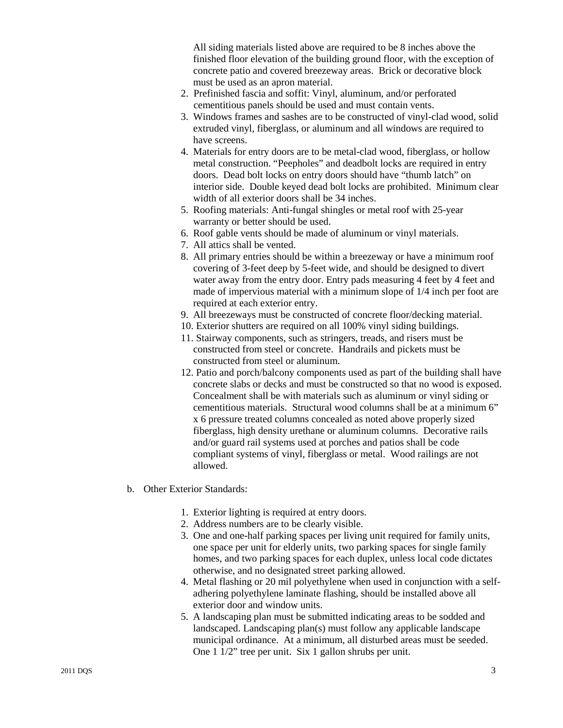All siding materials listed above are required to be 8 inches above the finished floor elevation of the building ground floor, with the exception of concrete patio and covered breezeway areas. Brick or decorative block must be used as an apron material.

2. Prefinished fascia and soffit: Vinyl, aluminum, and/or perforated cementitious panels should be used and must contain vents.
3. Windows frames and sashes are to be constructed of vinyl-clad wood, solid extruded vinyl, fiberglass, or aluminum and all windows are required to have screens.
4. Materials for entry doors are to be metal-clad wood, fiberglass, or hollow metal construction. "Peepholes" and deadbolt locks are required in entry doors. Dead bolt locks on entry doors should have "thumb latch" on interior side. Double keyed dead bolt locks are prohibited. Minimum clear width of all exterior doors shall be 34 inches.
5. Roofing materials: Anti-fungal shingles or metal roof with 25-year warranty or better should be used.
6. Roof gable vents should be made of aluminum or vinyl materials.
7. All attics shall be vented.
8. All primary entries should be within a breezeway or have a minimum roof covering of 3-feet deep by 5-feet wide, and should be designed to divert water away from the entry door. Entry pads measuring 4 feet by 4 feet and made of impervious material with a minimum slope of 1/4 inch per foot are required at each exterior entry.
9. All breezeways must be constructed of concrete floor/decking material.
10. Exterior shutters are required on all 100% vinyl siding buildings.
11. Stairway components, such as stringers, treads, and risers must be constructed from steel or concrete. Handrails and pickets must be constructed from steel or aluminum.
12. Patio and porch/balcony components used as part of the building shall have concrete slabs or decks and must be constructed so that no wood is exposed. Concealment shall be with materials such as aluminum or vinyl siding or cementitious materials. Structural wood columns shall be at a minimum 6" x 6 pressure treated columns concealed as noted above properly sized fiberglass, high density urethane or aluminum columns. Decorative rails and/or guard rail systems used at porches and patios shall be code compliant systems of vinyl, fiberglass or metal. Wood railings are not allowed.

b. Other Exterior Standards:

1. Exterior lighting is required at entry doors.
2. Address numbers are to be clearly visible.
3. One and one-half parking spaces per living unit required for family units, one space per unit for elderly units, two parking spaces for single family homes, and two parking spaces for each duplex, unless local code dictates otherwise, and no designated street parking allowed.
4. Metal flashing or 20 mil polyethylene when used in conjunction with a self-adhering polyethylene laminate flashing, should be installed above all exterior door and window units.
5. A landscaping plan must be submitted indicating areas to be sodded and landscaped. Landscaping plan(s) must follow any applicable landscape municipal ordinance. At a minimum, all disturbed areas must be seeded. One 1 1/2" tree per unit. Six 1 gallon shrubs per unit.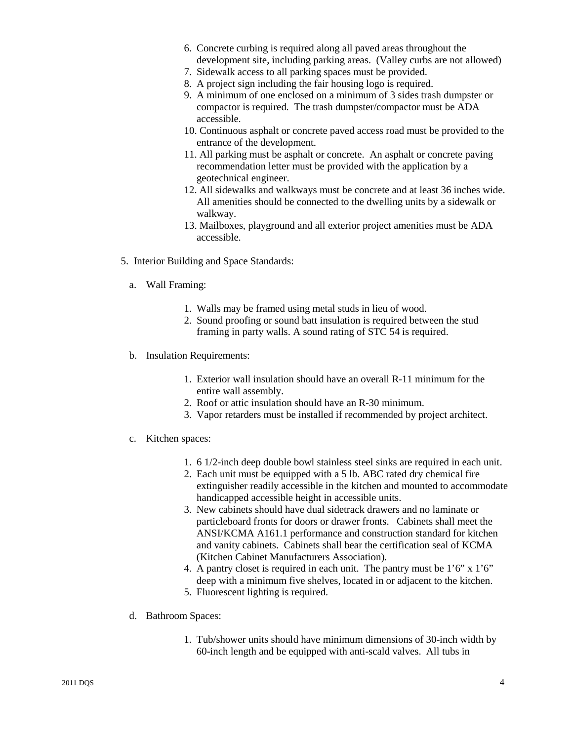6. Concrete curbing is required along all paved areas throughout the development site, including parking areas. (Valley curbs are not allowed)
7. Sidewalk access to all parking spaces must be provided.
8. A project sign including the fair housing logo is required.
9. A minimum of one enclosed on a minimum of 3 sides trash dumpster or compactor is required. The trash dumpster/compactor must be ADA accessible.
10. Continuous asphalt or concrete paved access road must be provided to the entrance of the development.
11. All parking must be asphalt or concrete. An asphalt or concrete paving recommendation letter must be provided with the application by a geotechnical engineer.
12. All sidewalks and walkways must be concrete and at least 36 inches wide. All amenities should be connected to the dwelling units by a sidewalk or walkway.
13. Mailboxes, playground and all exterior project amenities must be ADA accessible.

5. Interior Building and Space Standards:

a. Wall Framing:

1. Walls may be framed using metal studs in lieu of wood.
2. Sound proofing or sound batt insulation is required between the stud framing in party walls. A sound rating of STC 54 is required.

b. Insulation Requirements:

1. Exterior wall insulation should have an overall R-11 minimum for the entire wall assembly.
2. Roof or attic insulation should have an R-30 minimum.
3. Vapor retarders must be installed if recommended by project architect.

c. Kitchen spaces:

1. 6 1/2-inch deep double bowl stainless steel sinks are required in each unit.
2. Each unit must be equipped with a 5 lb. ABC rated dry chemical fire extinguisher readily accessible in the kitchen and mounted to accommodate handicapped accessible height in accessible units.
3. New cabinets should have dual sidetrack drawers and no laminate or particleboard fronts for doors or drawer fronts. Cabinets shall meet the ANSI/KCMA A161.1 performance and construction standard for kitchen and vanity cabinets. Cabinets shall bear the certification seal of KCMA (Kitchen Cabinet Manufacturers Association).
4. A pantry closet is required in each unit. The pantry must be 1'6" x 1'6" deep with a minimum five shelves, located in or adjacent to the kitchen.
5. Fluorescent lighting is required.

d. Bathroom Spaces:

1. Tub/shower units should have minimum dimensions of 30-inch width by 60-inch length and be equipped with anti-scald valves. All tubs in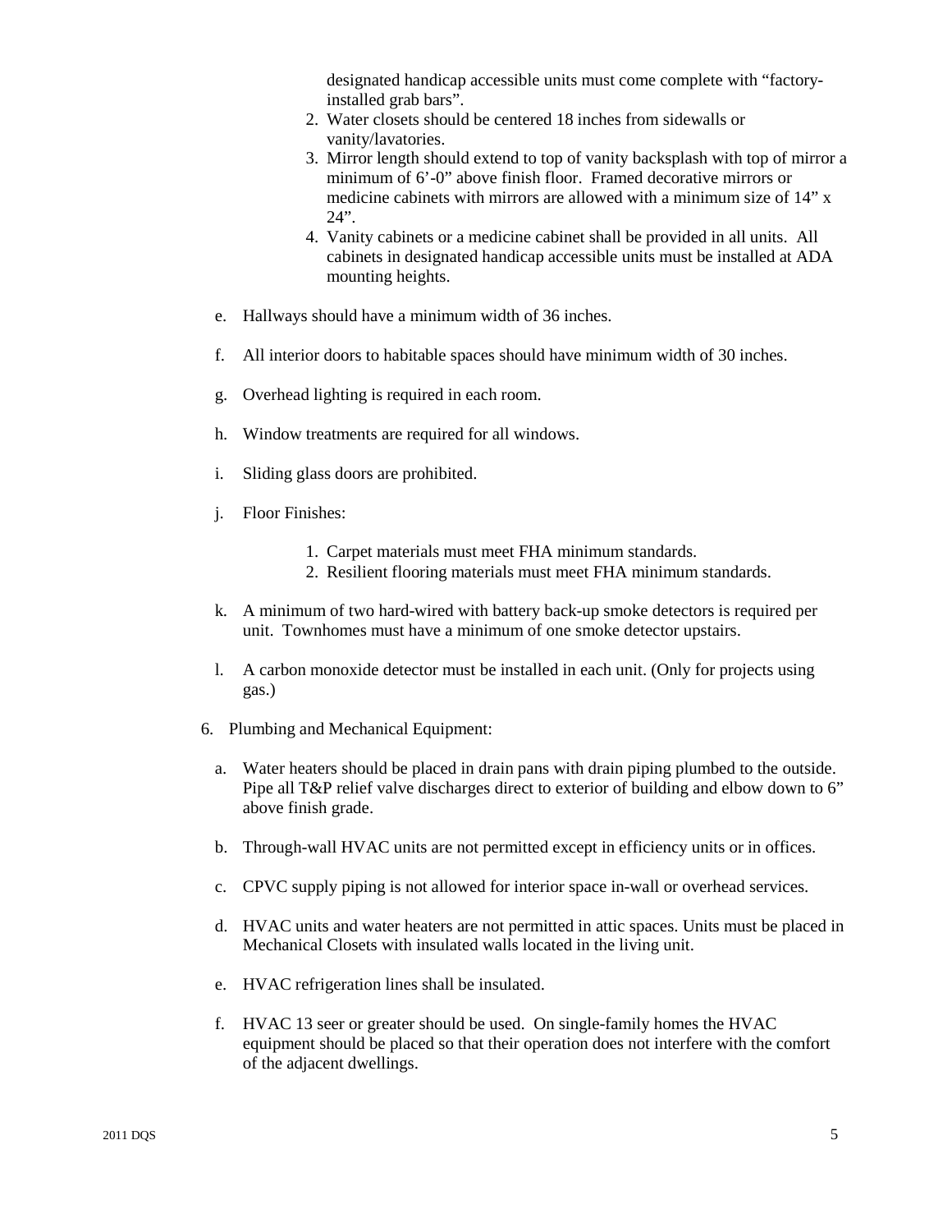designated handicap accessible units must come complete with "factory-installed grab bars".

2. Water closets should be centered 18 inches from sidewalls or vanity/lavatories.
3. Mirror length should extend to top of vanity backsplash with top of mirror a minimum of 6'-0" above finish floor. Framed decorative mirrors or medicine cabinets with mirrors are allowed with a minimum size of 14" x 24".
4. Vanity cabinets or a medicine cabinet shall be provided in all units. All cabinets in designated handicap accessible units must be installed at ADA mounting heights.

e. Hallways should have a minimum width of 36 inches.

f. All interior doors to habitable spaces should have minimum width of 30 inches.

g. Overhead lighting is required in each room.

h. Window treatments are required for all windows.

i. Sliding glass doors are prohibited.

j. Floor Finishes:

1. Carpet materials must meet FHA minimum standards.
2. Resilient flooring materials must meet FHA minimum standards.

k. A minimum of two hard-wired with battery back-up smoke detectors is required per unit. Townhomes must have a minimum of one smoke detector upstairs.

l. A carbon monoxide detector must be installed in each unit. (Only for projects using gas.)

6. Plumbing and Mechanical Equipment:

a. Water heaters should be placed in drain pans with drain piping plumbed to the outside. Pipe all T&P relief valve discharges direct to exterior of building and elbow down to 6" above finish grade.

b. Through-wall HVAC units are not permitted except in efficiency units or in offices.

c. CPVC supply piping is not allowed for interior space in-wall or overhead services.

d. HVAC units and water heaters are not permitted in attic spaces. Units must be placed in Mechanical Closets with insulated walls located in the living unit.

e. HVAC refrigeration lines shall be insulated.

f. HVAC 13 seer or greater should be used. On single-family homes the HVAC equipment should be placed so that their operation does not interfere with the comfort of the adjacent dwellings.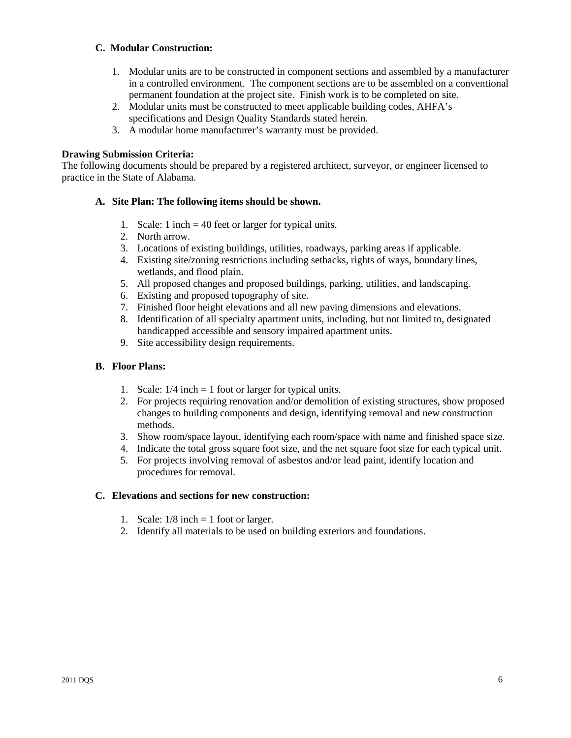### C. Modular Construction:

1. Modular units are to be constructed in component sections and assembled by a manufacturer in a controlled environment. The component sections are to be assembled on a conventional permanent foundation at the project site. Finish work is to be completed on site.
2. Modular units must be constructed to meet applicable building codes, AHFA's specifications and Design Quality Standards stated herein.
3. A modular home manufacturer's warranty must be provided.

**Drawing Submission Criteria:**
The following documents should be prepared by a registered architect, surveyor, or engineer licensed to practice in the State of Alabama.

### A. Site Plan: The following items should be shown.

1. Scale: 1 inch = 40 feet or larger for typical units.
2. North arrow.
3. Locations of existing buildings, utilities, roadways, parking areas if applicable.
4. Existing site/zoning restrictions including setbacks, rights of ways, boundary lines, wetlands, and flood plain.
5. All proposed changes and proposed buildings, parking, utilities, and landscaping.
6. Existing and proposed topography of site.
7. Finished floor height elevations and all new paving dimensions and elevations.
8. Identification of all specialty apartment units, including, but not limited to, designated handicapped accessible and sensory impaired apartment units.
9. Site accessibility design requirements.

### B. Floor Plans:

1. Scale: 1/4 inch = 1 foot or larger for typical units.
2. For projects requiring renovation and/or demolition of existing structures, show proposed changes to building components and design, identifying removal and new construction methods.
3. Show room/space layout, identifying each room/space with name and finished space size.
4. Indicate the total gross square foot size, and the net square foot size for each typical unit.
5. For projects involving removal of asbestos and/or lead paint, identify location and procedures for removal.

### C. Elevations and sections for new construction:

1. Scale: 1/8 inch = 1 foot or larger.
2. Identify all materials to be used on building exteriors and foundations.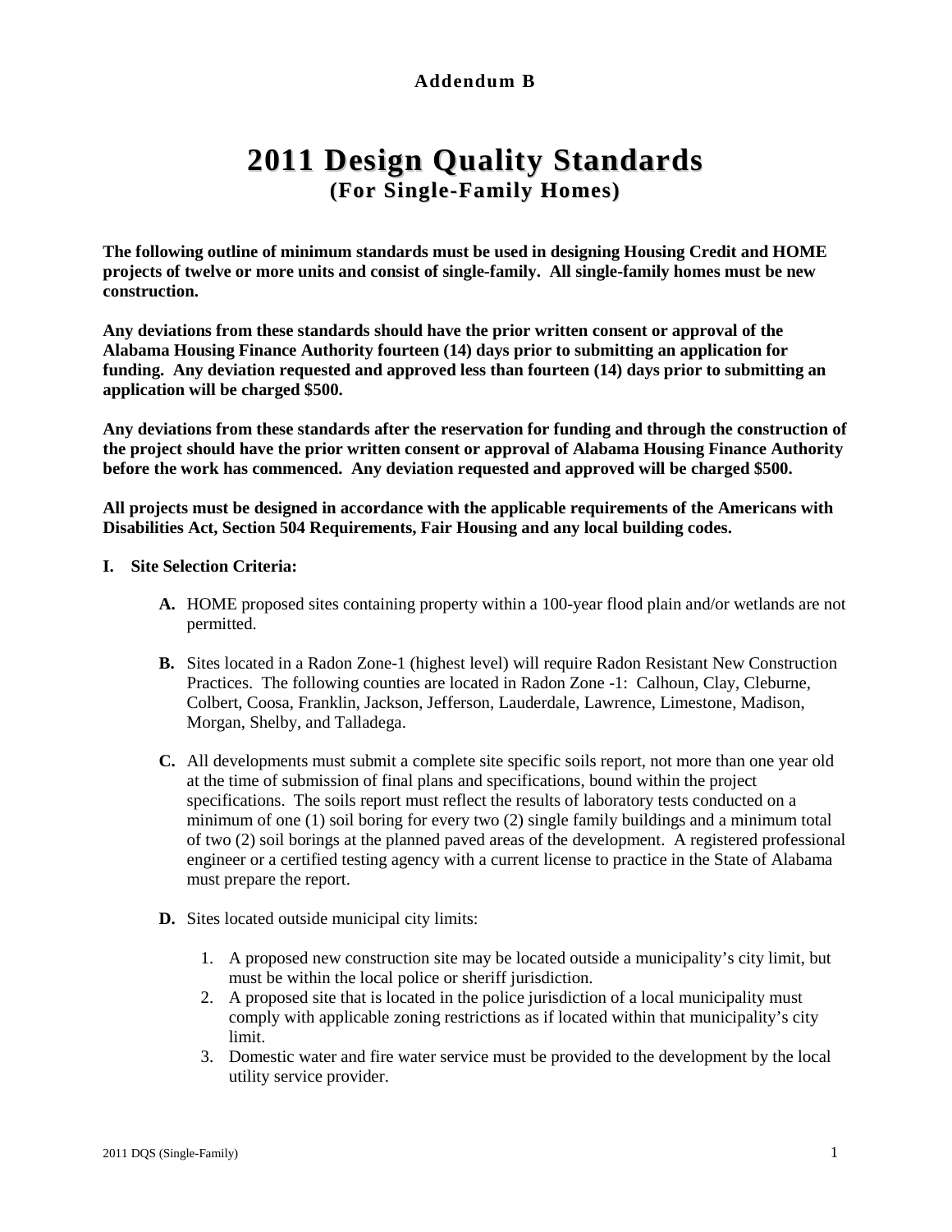**Addendum B**

# 2011 Design Quality Standards
## (For Single-Family Homes)

**The following outline of minimum standards must be used in designing Housing Credit and HOME projects of twelve or more units and consist of single-family. All single-family homes must be new construction.**

**Any deviations from these standards should have the prior written consent or approval of the Alabama Housing Finance Authority fourteen (14) days prior to submitting an application for funding. Any deviation requested and approved less than fourteen (14) days prior to submitting an application will be charged $500.**

**Any deviations from these standards after the reservation for funding and through the construction of the project should have the prior written consent or approval of Alabama Housing Finance Authority before the work has commenced. Any deviation requested and approved will be charged $500.**

**All projects must be designed in accordance with the applicable requirements of the Americans with Disabilities Act, Section 504 Requirements, Fair Housing and any local building codes.**

**I. Site Selection Criteria:**

- **A.** HOME proposed sites containing property within a 100-year flood plain and/or wetlands are not permitted.

- **B.** Sites located in a Radon Zone-1 (highest level) will require Radon Resistant New Construction Practices. The following counties are located in Radon Zone -1: Calhoun, Clay, Cleburne, Colbert, Coosa, Franklin, Jackson, Jefferson, Lauderdale, Lawrence, Limestone, Madison, Morgan, Shelby, and Talladega.

- **C.** All developments must submit a complete site specific soils report, not more than one year old at the time of submission of final plans and specifications, bound within the project specifications. The soils report must reflect the results of laboratory tests conducted on a minimum of one (1) soil boring for every two (2) single family buildings and a minimum total of two (2) soil borings at the planned paved areas of the development. A registered professional engineer or a certified testing agency with a current license to practice in the State of Alabama must prepare the report.

- **D.** Sites located outside municipal city limits:

  1. A proposed new construction site may be located outside a municipality's city limit, but must be within the local police or sheriff jurisdiction.
  2. A proposed site that is located in the police jurisdiction of a local municipality must comply with applicable zoning restrictions as if located within that municipality's city limit.
  3. Domestic water and fire water service must be provided to the development by the local utility service provider.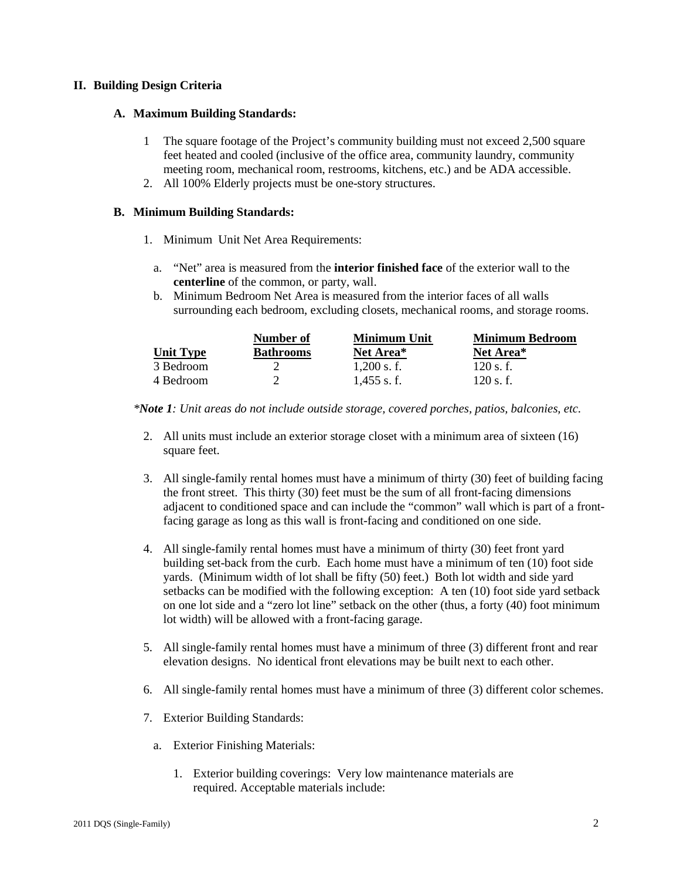## II. Building Design Criteria

### A. Maximum Building Standards:

1. The square footage of the Project's community building must not exceed 2,500 square feet heated and cooled (inclusive of the office area, community laundry, community meeting room, mechanical room, restrooms, kitchens, etc.) and be ADA accessible.
2. All 100% Elderly projects must be one-story structures.

### B. Minimum Building Standards:

1. Minimum Unit Net Area Requirements:

   a. "Net" area is measured from the **interior finished face** of the exterior wall to the **centerline** of the common, or party, wall.

   b. Minimum Bedroom Net Area is measured from the interior faces of all walls surrounding each bedroom, excluding closets, mechanical rooms, and storage rooms.

| Unit Type | Number of Bathrooms | Minimum Unit Net Area* | Minimum Bedroom Net Area* |
|---|---|---|---|
| 3 Bedroom | 2 | 1,200 s. f. | 120 s. f. |
| 4 Bedroom | 2 | 1,455 s. f. | 120 s. f. |

**Note 1*: Unit areas do not include outside storage, covered porches, patios, balconies, etc.*

2. All units must include an exterior storage closet with a minimum area of sixteen (16) square feet.

3. All single-family rental homes must have a minimum of thirty (30) feet of building facing the front street. This thirty (30) feet must be the sum of all front-facing dimensions adjacent to conditioned space and can include the "common" wall which is part of a front-facing garage as long as this wall is front-facing and conditioned on one side.

4. All single-family rental homes must have a minimum of thirty (30) feet front yard building set-back from the curb. Each home must have a minimum of ten (10) foot side yards. (Minimum width of lot shall be fifty (50) feet.) Both lot width and side yard setbacks can be modified with the following exception: A ten (10) foot side yard setback on one lot side and a "zero lot line" setback on the other (thus, a forty (40) foot minimum lot width) will be allowed with a front-facing garage.

5. All single-family rental homes must have a minimum of three (3) different front and rear elevation designs. No identical front elevations may be built next to each other.

6. All single-family rental homes must have a minimum of three (3) different color schemes.

7. Exterior Building Standards:

   a. Exterior Finishing Materials:

      1. Exterior building coverings: Very low maintenance materials are required. Acceptable materials include: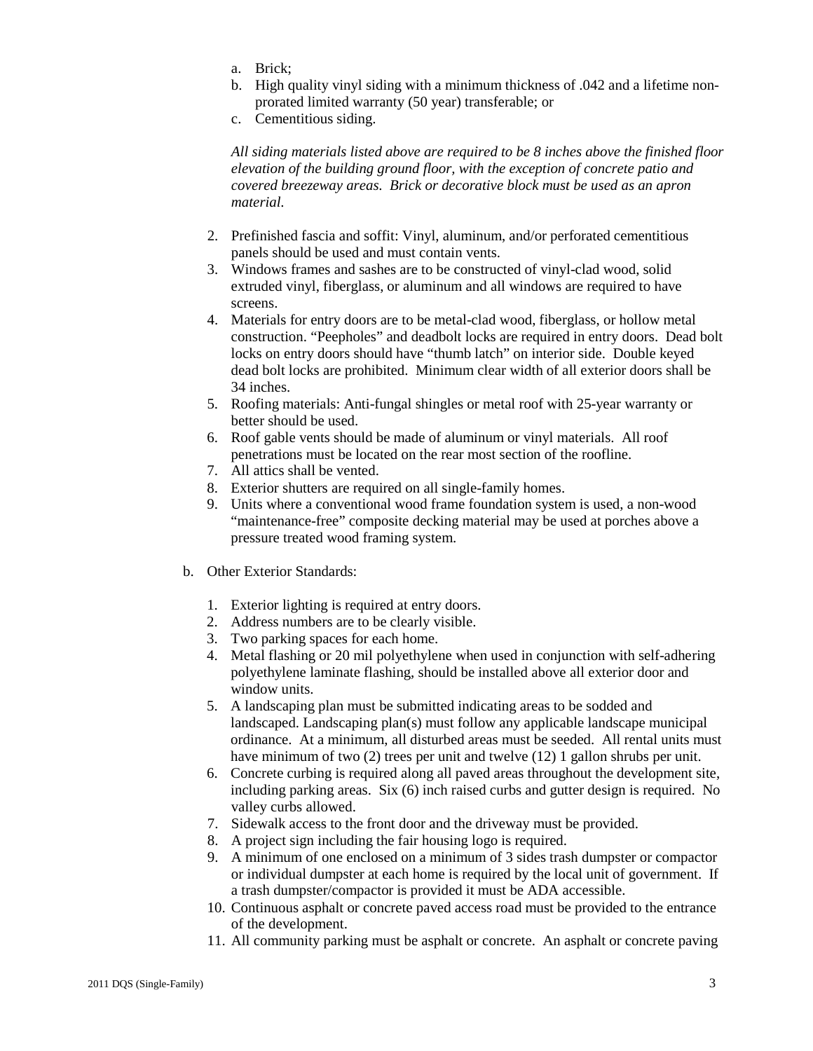a. Brick;
b. High quality vinyl siding with a minimum thickness of .042 and a lifetime non-prorated limited warranty (50 year) transferable; or
c. Cementitious siding.

*All siding materials listed above are required to be 8 inches above the finished floor elevation of the building ground floor, with the exception of concrete patio and covered breezeway areas. Brick or decorative block must be used as an apron material.*

2. Prefinished fascia and soffit: Vinyl, aluminum, and/or perforated cementitious panels should be used and must contain vents.
3. Windows frames and sashes are to be constructed of vinyl-clad wood, solid extruded vinyl, fiberglass, or aluminum and all windows are required to have screens.
4. Materials for entry doors are to be metal-clad wood, fiberglass, or hollow metal construction. "Peepholes" and deadbolt locks are required in entry doors. Dead bolt locks on entry doors should have "thumb latch" on interior side. Double keyed dead bolt locks are prohibited. Minimum clear width of all exterior doors shall be 34 inches.
5. Roofing materials: Anti-fungal shingles or metal roof with 25-year warranty or better should be used.
6. Roof gable vents should be made of aluminum or vinyl materials. All roof penetrations must be located on the rear most section of the roofline.
7. All attics shall be vented.
8. Exterior shutters are required on all single-family homes.
9. Units where a conventional wood frame foundation system is used, a non-wood "maintenance-free" composite decking material may be used at porches above a pressure treated wood framing system.

b. Other Exterior Standards:

1. Exterior lighting is required at entry doors.
2. Address numbers are to be clearly visible.
3. Two parking spaces for each home.
4. Metal flashing or 20 mil polyethylene when used in conjunction with self-adhering polyethylene laminate flashing, should be installed above all exterior door and window units.
5. A landscaping plan must be submitted indicating areas to be sodded and landscaped. Landscaping plan(s) must follow any applicable landscape municipal ordinance. At a minimum, all disturbed areas must be seeded. All rental units must have minimum of two (2) trees per unit and twelve (12) 1 gallon shrubs per unit.
6. Concrete curbing is required along all paved areas throughout the development site, including parking areas. Six (6) inch raised curbs and gutter design is required. No valley curbs allowed.
7. Sidewalk access to the front door and the driveway must be provided.
8. A project sign including the fair housing logo is required.
9. A minimum of one enclosed on a minimum of 3 sides trash dumpster or compactor or individual dumpster at each home is required by the local unit of government. If a trash dumpster/compactor is provided it must be ADA accessible.
10. Continuous asphalt or concrete paved access road must be provided to the entrance of the development.
11. All community parking must be asphalt or concrete. An asphalt or concrete paving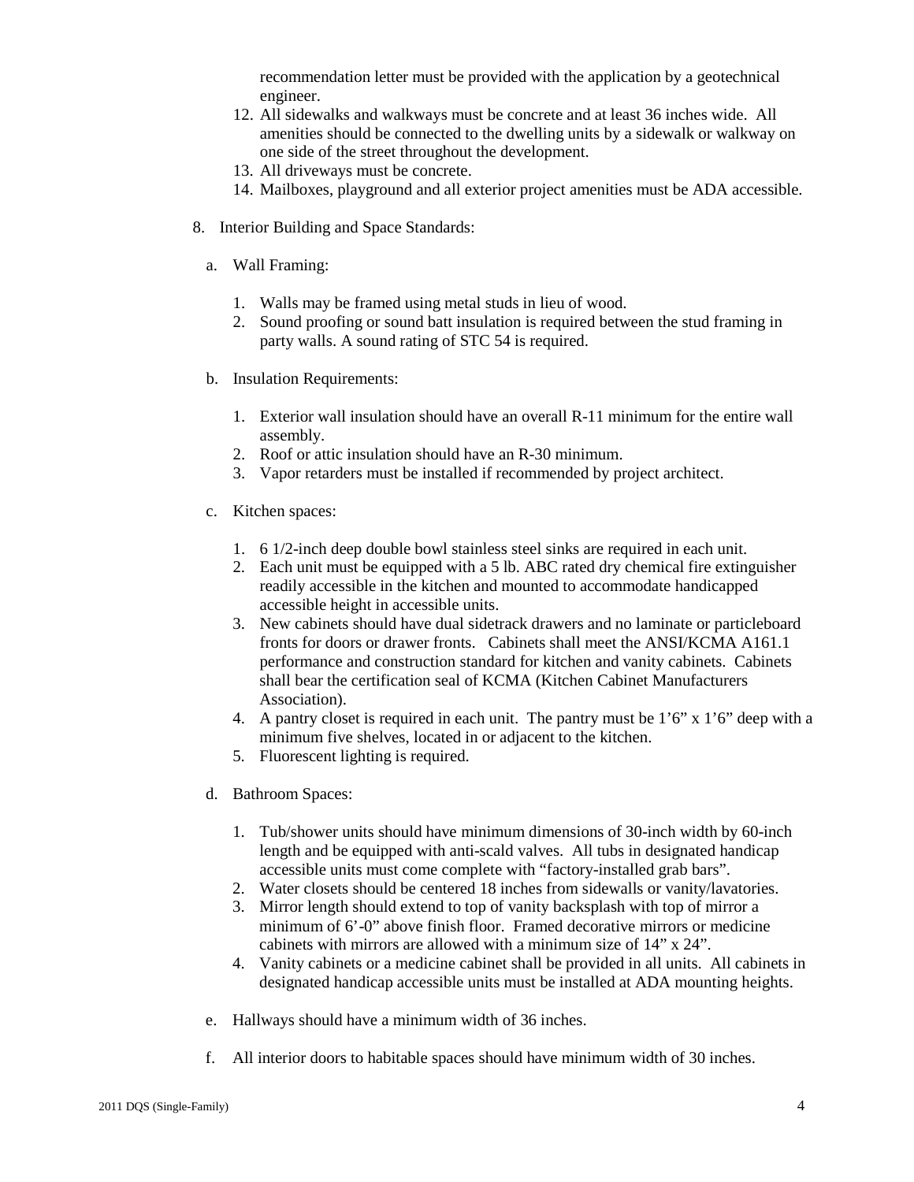recommendation letter must be provided with the application by a geotechnical engineer.

12. All sidewalks and walkways must be concrete and at least 36 inches wide. All amenities should be connected to the dwelling units by a sidewalk or walkway on one side of the street throughout the development.
13. All driveways must be concrete.
14. Mailboxes, playground and all exterior project amenities must be ADA accessible.

8. Interior Building and Space Standards:

   a. Wall Framing:

      1. Walls may be framed using metal studs in lieu of wood.
      2. Sound proofing or sound batt insulation is required between the stud framing in party walls. A sound rating of STC 54 is required.

   b. Insulation Requirements:

      1. Exterior wall insulation should have an overall R-11 minimum for the entire wall assembly.
      2. Roof or attic insulation should have an R-30 minimum.
      3. Vapor retarders must be installed if recommended by project architect.

   c. Kitchen spaces:

      1. 6 1/2-inch deep double bowl stainless steel sinks are required in each unit.
      2. Each unit must be equipped with a 5 lb. ABC rated dry chemical fire extinguisher readily accessible in the kitchen and mounted to accommodate handicapped accessible height in accessible units.
      3. New cabinets should have dual sidetrack drawers and no laminate or particleboard fronts for doors or drawer fronts. Cabinets shall meet the ANSI/KCMA A161.1 performance and construction standard for kitchen and vanity cabinets. Cabinets shall bear the certification seal of KCMA (Kitchen Cabinet Manufacturers Association).
      4. A pantry closet is required in each unit. The pantry must be 1'6" x 1'6" deep with a minimum five shelves, located in or adjacent to the kitchen.
      5. Fluorescent lighting is required.

   d. Bathroom Spaces:

      1. Tub/shower units should have minimum dimensions of 30-inch width by 60-inch length and be equipped with anti-scald valves. All tubs in designated handicap accessible units must come complete with "factory-installed grab bars".
      2. Water closets should be centered 18 inches from sidewalls or vanity/lavatories.
      3. Mirror length should extend to top of vanity backsplash with top of mirror a minimum of 6'-0" above finish floor. Framed decorative mirrors or medicine cabinets with mirrors are allowed with a minimum size of 14" x 24".
      4. Vanity cabinets or a medicine cabinet shall be provided in all units. All cabinets in designated handicap accessible units must be installed at ADA mounting heights.

   e. Hallways should have a minimum width of 36 inches.

   f. All interior doors to habitable spaces should have minimum width of 30 inches.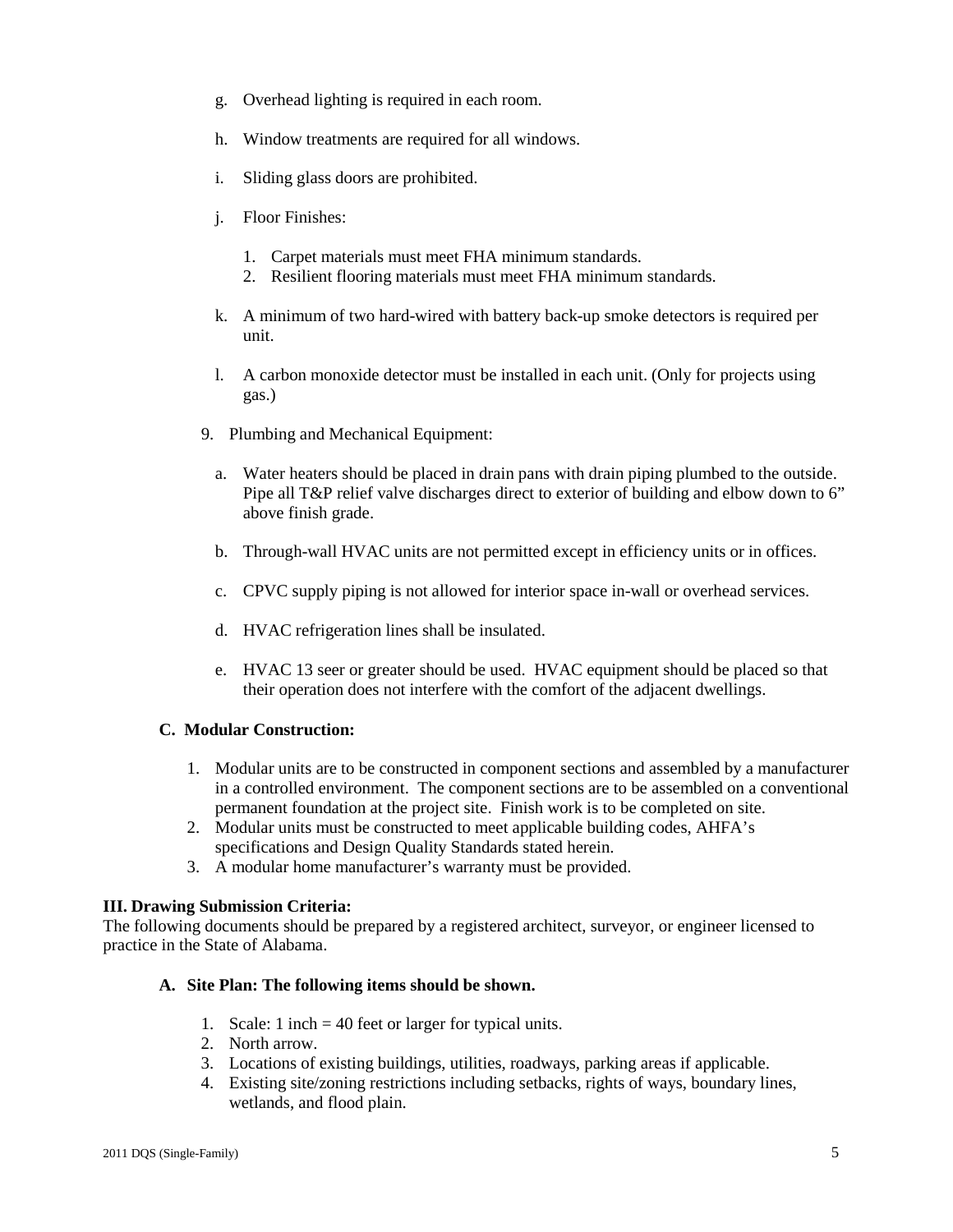g. Overhead lighting is required in each room.

h. Window treatments are required for all windows.

i. Sliding glass doors are prohibited.

j. Floor Finishes:

   1. Carpet materials must meet FHA minimum standards.
   2. Resilient flooring materials must meet FHA minimum standards.

k. A minimum of two hard-wired with battery back-up smoke detectors is required per unit.

l. A carbon monoxide detector must be installed in each unit. (Only for projects using gas.)

9. Plumbing and Mechanical Equipment:

   a. Water heaters should be placed in drain pans with drain piping plumbed to the outside. Pipe all T&P relief valve discharges direct to exterior of building and elbow down to 6" above finish grade.

   b. Through-wall HVAC units are not permitted except in efficiency units or in offices.

   c. CPVC supply piping is not allowed for interior space in-wall or overhead services.

   d. HVAC refrigeration lines shall be insulated.

   e. HVAC 13 seer or greater should be used. HVAC equipment should be placed so that their operation does not interfere with the comfort of the adjacent dwellings.

**C. Modular Construction:**

1. Modular units are to be constructed in component sections and assembled by a manufacturer in a controlled environment. The component sections are to be assembled on a conventional permanent foundation at the project site. Finish work is to be completed on site.
2. Modular units must be constructed to meet applicable building codes, AHFA's specifications and Design Quality Standards stated herein.
3. A modular home manufacturer's warranty must be provided.

**III. Drawing Submission Criteria:**

The following documents should be prepared by a registered architect, surveyor, or engineer licensed to practice in the State of Alabama.

**A. Site Plan: The following items should be shown.**

1. Scale: 1 inch = 40 feet or larger for typical units.
2. North arrow.
3. Locations of existing buildings, utilities, roadways, parking areas if applicable.
4. Existing site/zoning restrictions including setbacks, rights of ways, boundary lines, wetlands, and flood plain.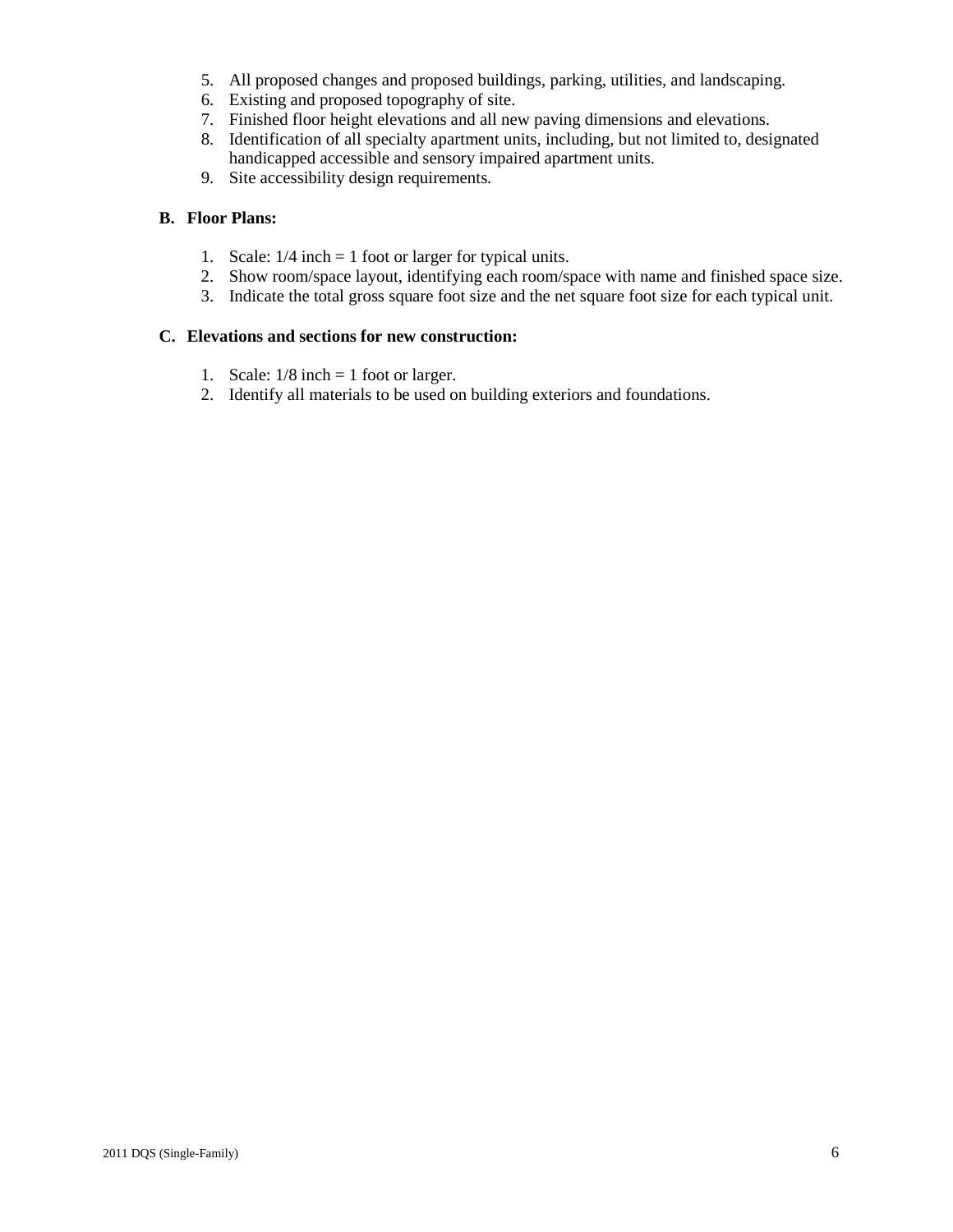5. All proposed changes and proposed buildings, parking, utilities, and landscaping.
6. Existing and proposed topography of site.
7. Finished floor height elevations and all new paving dimensions and elevations.
8. Identification of all specialty apartment units, including, but not limited to, designated handicapped accessible and sensory impaired apartment units.
9. Site accessibility design requirements.

**B. Floor Plans:**

1. Scale: 1/4 inch = 1 foot or larger for typical units.
2. Show room/space layout, identifying each room/space with name and finished space size.
3. Indicate the total gross square foot size and the net square foot size for each typical unit.

**C. Elevations and sections for new construction:**

1. Scale: 1/8 inch = 1 foot or larger.
2. Identify all materials to be used on building exteriors and foundations.